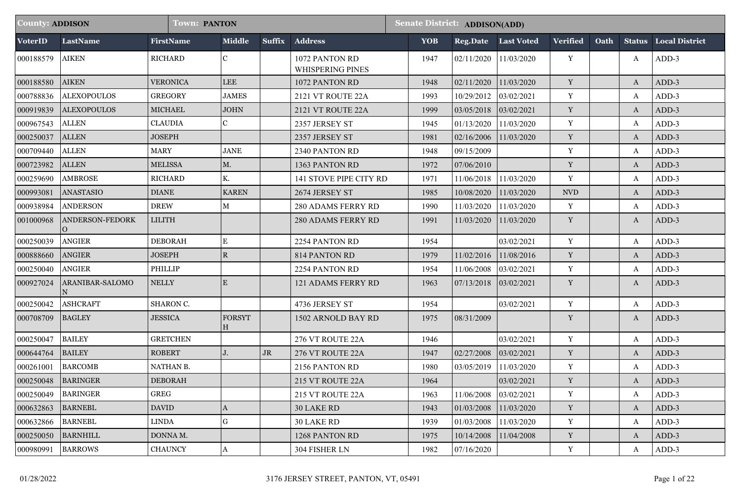| County: ADDISON | | | Town: PANTON | | | | Senate District: ADDISON(ADD) | | | | | |
|---|---|---|---|---|---|---|---|---|---|---|---|---|
| **VoterID** | **LastName** | **FirstName** | **Middle** | **Suffix** | **Address** | **YOB** | **Reg.Date** | **Last Voted** | **Verified** | **Oath** | **Status** | **Local District** |
| 000188579 | AIKEN | RICHARD | C | | 1072 PANTON RD WHISPERING PINES | 1947 | 02/11/2020 | 11/03/2020 | Y | | A | ADD-3 |
| 000188580 | AIKEN | VERONICA | LEE | | 1072 PANTON RD | 1948 | 02/11/2020 | 11/03/2020 | Y | | A | ADD-3 |
| 000788836 | ALEXOPOULOS | GREGORY | JAMES | | 2121 VT ROUTE 22A | 1993 | 10/29/2012 | 03/02/2021 | Y | | A | ADD-3 |
| 000919839 | ALEXOPOULOS | MICHAEL | JOHN | | 2121 VT ROUTE 22A | 1999 | 03/05/2018 | 03/02/2021 | Y | | A | ADD-3 |
| 000967543 | ALLEN | CLAUDIA | C | | 2357 JERSEY ST | 1945 | 01/13/2020 | 11/03/2020 | Y | | A | ADD-3 |
| 000250037 | ALLEN | JOSEPH | | | 2357 JERSEY ST | 1981 | 02/16/2006 | 11/03/2020 | Y | | A | ADD-3 |
| 000709440 | ALLEN | MARY | JANE | | 2340 PANTON RD | 1948 | 09/15/2009 | | Y | | A | ADD-3 |
| 000723982 | ALLEN | MELISSA | M. | | 1363 PANTON RD | 1972 | 07/06/2010 | | Y | | A | ADD-3 |
| 000259690 | AMBROSE | RICHARD | K. | | 141 STOVE PIPE CITY RD | 1971 | 11/06/2018 | 11/03/2020 | Y | | A | ADD-3 |
| 000993081 | ANASTASIO | DIANE | KAREN | | 2674 JERSEY ST | 1985 | 10/08/2020 | 11/03/2020 | NVD | | A | ADD-3 |
| 000938984 | ANDERSON | DREW | M | | 280 ADAMS FERRY RD | 1990 | 11/03/2020 | 11/03/2020 | Y | | A | ADD-3 |
| 001000968 | ANDERSON-FEDORKO | LILITH | | | 280 ADAMS FERRY RD | 1991 | 11/03/2020 | 11/03/2020 | Y | | A | ADD-3 |
| 000250039 | ANGIER | DEBORAH | E | | 2254 PANTON RD | 1954 | | 03/02/2021 | Y | | A | ADD-3 |
| 000888660 | ANGIER | JOSEPH | R | | 814 PANTON RD | 1979 | 11/02/2016 | 11/08/2016 | Y | | A | ADD-3 |
| 000250040 | ANGIER | PHILLIP | | | 2254 PANTON RD | 1954 | 11/06/2008 | 03/02/2021 | Y | | A | ADD-3 |
| 000927024 | ARANIBAR-SALOMON | NELLY | E | | 121 ADAMS FERRY RD | 1963 | 07/13/2018 | 03/02/2021 | Y | | A | ADD-3 |
| 000250042 | ASHCRAFT | SHARON C. | | | 4736 JERSEY ST | 1954 | | 03/02/2021 | Y | | A | ADD-3 |
| 000708709 | BAGLEY | JESSICA | FORSYTH | | 1502 ARNOLD BAY RD | 1975 | 08/31/2009 | | Y | | A | ADD-3 |
| 000250047 | BAILEY | GRETCHEN | | | 276 VT ROUTE 22A | 1946 | | 03/02/2021 | Y | | A | ADD-3 |
| 000644764 | BAILEY | ROBERT | J. | JR | 276 VT ROUTE 22A | 1947 | 02/27/2008 | 03/02/2021 | Y | | A | ADD-3 |
| 000261001 | BARCOMB | NATHAN B. | | | 2156 PANTON RD | 1980 | 03/05/2019 | 11/03/2020 | Y | | A | ADD-3 |
| 000250048 | BARINGER | DEBORAH | | | 215 VT ROUTE 22A | 1964 | | 03/02/2021 | Y | | A | ADD-3 |
| 000250049 | BARINGER | GREG | | | 215 VT ROUTE 22A | 1963 | 11/06/2008 | 03/02/2021 | Y | | A | ADD-3 |
| 000632863 | BARNEBL | DAVID | A | | 30 LAKE RD | 1943 | 01/03/2008 | 11/03/2020 | Y | | A | ADD-3 |
| 000632866 | BARNEBL | LINDA | G | | 30 LAKE RD | 1939 | 01/03/2008 | 11/03/2020 | Y | | A | ADD-3 |
| 000250050 | BARNHILL | DONNA M. | | | 1268 PANTON RD | 1975 | 10/14/2008 | 11/04/2008 | Y | | A | ADD-3 |
| 000980991 | BARROWS | CHAUNCY | A | | 304 FISHER LN | 1982 | 07/16/2020 | | Y | | A | ADD-3 |

01/28/2022 &nbsp;&nbsp;&nbsp; 3176 JERSEY STREET, PANTON, VT, 05491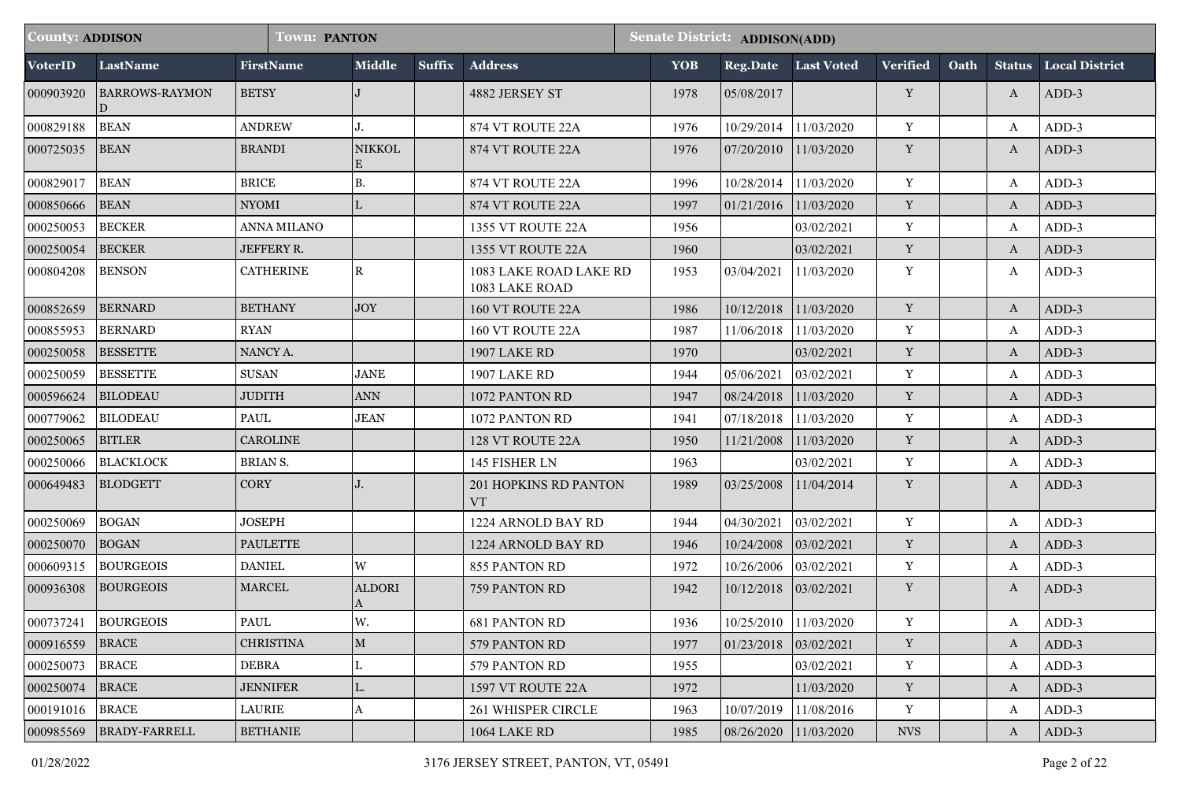| County: ADDISON | | Town: PANTON | | | | Senate District: ADDISON(ADD) | | | | | | |
|---|---|---|---|---|---|---|---|---|---|---|---|---|
| **VoterID** | **LastName** | **FirstName** | **Middle** | **Suffix** | **Address** | **YOB** | **Reg.Date** | **Last Voted** | **Verified** | **Oath** | **Status** | **Local District** |
| 000903920 | BARROWS-RAYMOND | BETSY | J | | 4882 JERSEY ST | 1978 | 05/08/2017 | | Y | | A | ADD-3 |
| 000829188 | BEAN | ANDREW | J. | | 874 VT ROUTE 22A | 1976 | 10/29/2014 | 11/03/2020 | Y | | A | ADD-3 |
| 000725035 | BEAN | BRANDI | NIKKOLE | | 874 VT ROUTE 22A | 1976 | 07/20/2010 | 11/03/2020 | Y | | A | ADD-3 |
| 000829017 | BEAN | BRICE | B. | | 874 VT ROUTE 22A | 1996 | 10/28/2014 | 11/03/2020 | Y | | A | ADD-3 |
| 000850666 | BEAN | NYOMI | L | | 874 VT ROUTE 22A | 1997 | 01/21/2016 | 11/03/2020 | Y | | A | ADD-3 |
| 000250053 | BECKER | ANNA MILANO | | | 1355 VT ROUTE 22A | 1956 | | 03/02/2021 | Y | | A | ADD-3 |
| 000250054 | BECKER | JEFFERY R. | | | 1355 VT ROUTE 22A | 1960 | | 03/02/2021 | Y | | A | ADD-3 |
| 000804208 | BENSON | CATHERINE | R | | 1083 LAKE ROAD LAKE RD 1083 LAKE ROAD | 1953 | 03/04/2021 | 11/03/2020 | Y | | A | ADD-3 |
| 000852659 | BERNARD | BETHANY | JOY | | 160 VT ROUTE 22A | 1986 | 10/12/2018 | 11/03/2020 | Y | | A | ADD-3 |
| 000855953 | BERNARD | RYAN | | | 160 VT ROUTE 22A | 1987 | 11/06/2018 | 11/03/2020 | Y | | A | ADD-3 |
| 000250058 | BESSETTE | NANCY A. | | | 1907 LAKE RD | 1970 | | 03/02/2021 | Y | | A | ADD-3 |
| 000250059 | BESSETTE | SUSAN | JANE | | 1907 LAKE RD | 1944 | 05/06/2021 | 03/02/2021 | Y | | A | ADD-3 |
| 000596624 | BILODEAU | JUDITH | ANN | | 1072 PANTON RD | 1947 | 08/24/2018 | 11/03/2020 | Y | | A | ADD-3 |
| 000779062 | BILODEAU | PAUL | JEAN | | 1072 PANTON RD | 1941 | 07/18/2018 | 11/03/2020 | Y | | A | ADD-3 |
| 000250065 | BITLER | CAROLINE | | | 128 VT ROUTE 22A | 1950 | 11/21/2008 | 11/03/2020 | Y | | A | ADD-3 |
| 000250066 | BLACKLOCK | BRIAN S. | | | 145 FISHER LN | 1963 | | 03/02/2021 | Y | | A | ADD-3 |
| 000649483 | BLODGETT | CORY | J. | | 201 HOPKINS RD PANTON VT | 1989 | 03/25/2008 | 11/04/2014 | Y | | A | ADD-3 |
| 000250069 | BOGAN | JOSEPH | | | 1224 ARNOLD BAY RD | 1944 | 04/30/2021 | 03/02/2021 | Y | | A | ADD-3 |
| 000250070 | BOGAN | PAULETTE | | | 1224 ARNOLD BAY RD | 1946 | 10/24/2008 | 03/02/2021 | Y | | A | ADD-3 |
| 000609315 | BOURGEOIS | DANIEL | W | | 855 PANTON RD | 1972 | 10/26/2006 | 03/02/2021 | Y | | A | ADD-3 |
| 000936308 | BOURGEOIS | MARCEL | ALDORIA | | 759 PANTON RD | 1942 | 10/12/2018 | 03/02/2021 | Y | | A | ADD-3 |
| 000737241 | BOURGEOIS | PAUL | W. | | 681 PANTON RD | 1936 | 10/25/2010 | 11/03/2020 | Y | | A | ADD-3 |
| 000916559 | BRACE | CHRISTINA | M | | 579 PANTON RD | 1977 | 01/23/2018 | 03/02/2021 | Y | | A | ADD-3 |
| 000250073 | BRACE | DEBRA | L | | 579 PANTON RD | 1955 | | 03/02/2021 | Y | | A | ADD-3 |
| 000250074 | BRACE | JENNIFER | L. | | 1597 VT ROUTE 22A | 1972 | | 11/03/2020 | Y | | A | ADD-3 |
| 000191016 | BRACE | LAURIE | A | | 261 WHISPER CIRCLE | 1963 | 10/07/2019 | 11/08/2016 | Y | | A | ADD-3 |
| 000985569 | BRADY-FARRELL | BETHANIE | | | 1064 LAKE RD | 1985 | 08/26/2020 | 11/03/2020 | NVS | | A | ADD-3 |

01/28/2022 — 3176 JERSEY STREET, PANTON, VT, 05491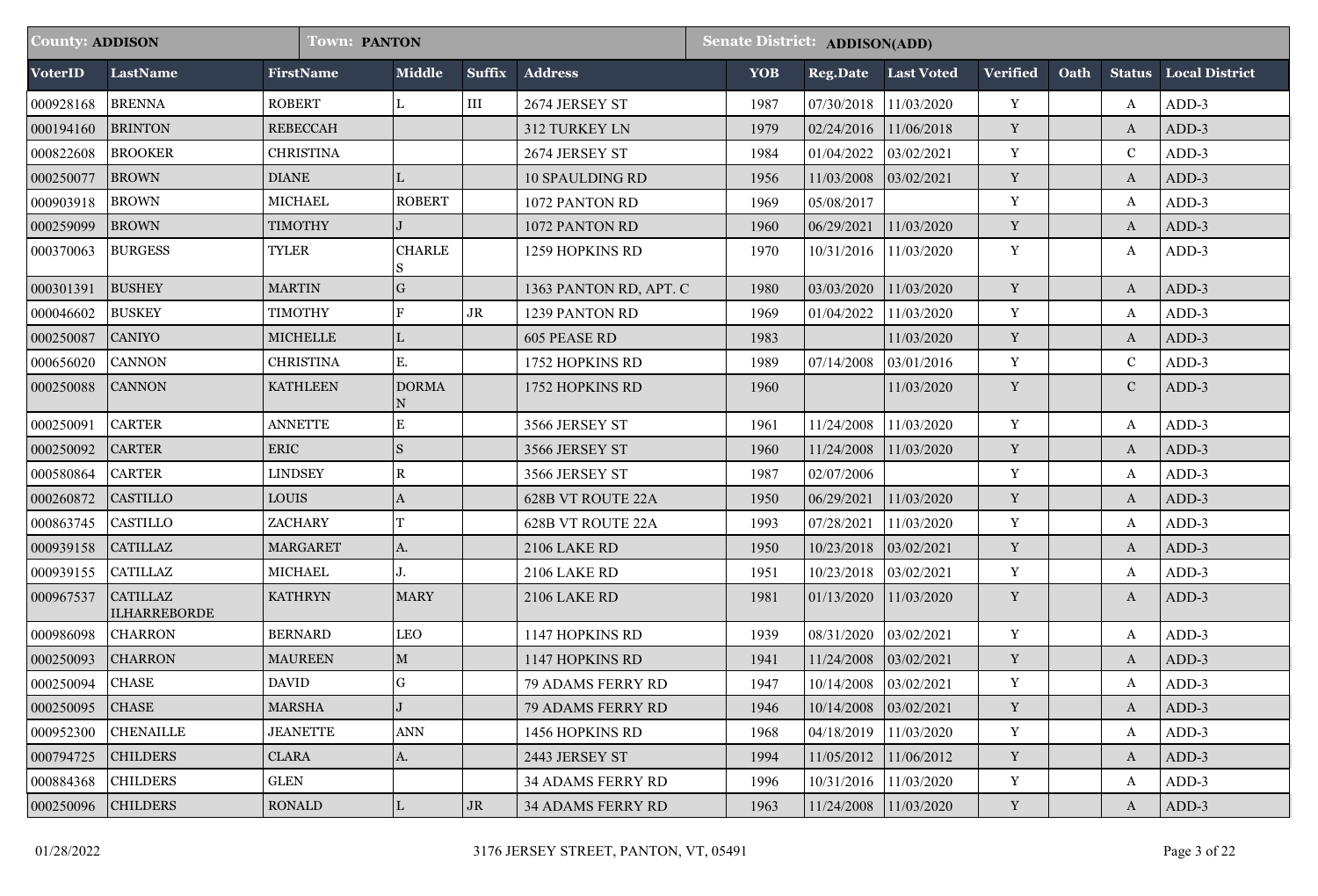| County: ADDISON | | Town: PANTON | | | | Senate District: ADDISON(ADD) | | | | | | |
|---|---|---|---|---|---|---|---|---|---|---|---|---|
| VoterID | LastName | FirstName | Middle | Suffix | Address | YOB | Reg.Date | Last Voted | Verified | Oath | Status | Local District |
| 000928168 | BRENNA | ROBERT | L | III | 2674 JERSEY ST | 1987 | 07/30/2018 | 11/03/2020 | Y | | A | ADD-3 |
| 000194160 | BRINTON | REBECCAH | | | 312 TURKEY LN | 1979 | 02/24/2016 | 11/06/2018 | Y | | A | ADD-3 |
| 000822608 | BROOKER | CHRISTINA | | | 2674 JERSEY ST | 1984 | 01/04/2022 | 03/02/2021 | Y | | C | ADD-3 |
| 000250077 | BROWN | DIANE | L | | 10 SPAULDING RD | 1956 | 11/03/2008 | 03/02/2021 | Y | | A | ADD-3 |
| 000903918 | BROWN | MICHAEL | ROBERT | | 1072 PANTON RD | 1969 | 05/08/2017 | | Y | | A | ADD-3 |
| 000259099 | BROWN | TIMOTHY | J | | 1072 PANTON RD | 1960 | 06/29/2021 | 11/03/2020 | Y | | A | ADD-3 |
| 000370063 | BURGESS | TYLER | CHARLES | | 1259 HOPKINS RD | 1970 | 10/31/2016 | 11/03/2020 | Y | | A | ADD-3 |
| 000301391 | BUSHEY | MARTIN | G | | 1363 PANTON RD, APT. C | 1980 | 03/03/2020 | 11/03/2020 | Y | | A | ADD-3 |
| 000046602 | BUSKEY | TIMOTHY | F | JR | 1239 PANTON RD | 1969 | 01/04/2022 | 11/03/2020 | Y | | A | ADD-3 |
| 000250087 | CANIYO | MICHELLE | L | | 605 PEASE RD | 1983 | | 11/03/2020 | Y | | A | ADD-3 |
| 000656020 | CANNON | CHRISTINA | E. | | 1752 HOPKINS RD | 1989 | 07/14/2008 | 03/01/2016 | Y | | C | ADD-3 |
| 000250088 | CANNON | KATHLEEN | DORMAN | | 1752 HOPKINS RD | 1960 | | 11/03/2020 | Y | | C | ADD-3 |
| 000250091 | CARTER | ANNETTE | E | | 3566 JERSEY ST | 1961 | 11/24/2008 | 11/03/2020 | Y | | A | ADD-3 |
| 000250092 | CARTER | ERIC | S | | 3566 JERSEY ST | 1960 | 11/24/2008 | 11/03/2020 | Y | | A | ADD-3 |
| 000580864 | CARTER | LINDSEY | R | | 3566 JERSEY ST | 1987 | 02/07/2006 | | Y | | A | ADD-3 |
| 000260872 | CASTILLO | LOUIS | A | | 628B VT ROUTE 22A | 1950 | 06/29/2021 | 11/03/2020 | Y | | A | ADD-3 |
| 000863745 | CASTILLO | ZACHARY | T | | 628B VT ROUTE 22A | 1993 | 07/28/2021 | 11/03/2020 | Y | | A | ADD-3 |
| 000939158 | CATILLAZ | MARGARET | A. | | 2106 LAKE RD | 1950 | 10/23/2018 | 03/02/2021 | Y | | A | ADD-3 |
| 000939155 | CATILLAZ | MICHAEL | J. | | 2106 LAKE RD | 1951 | 10/23/2018 | 03/02/2021 | Y | | A | ADD-3 |
| 000967537 | CATILLAZ ILHARREBORDE | KATHRYN | MARY | | 2106 LAKE RD | 1981 | 01/13/2020 | 11/03/2020 | Y | | A | ADD-3 |
| 000986098 | CHARRON | BERNARD | LEO | | 1147 HOPKINS RD | 1939 | 08/31/2020 | 03/02/2021 | Y | | A | ADD-3 |
| 000250093 | CHARRON | MAUREEN | M | | 1147 HOPKINS RD | 1941 | 11/24/2008 | 03/02/2021 | Y | | A | ADD-3 |
| 000250094 | CHASE | DAVID | G | | 79 ADAMS FERRY RD | 1947 | 10/14/2008 | 03/02/2021 | Y | | A | ADD-3 |
| 000250095 | CHASE | MARSHA | J | | 79 ADAMS FERRY RD | 1946 | 10/14/2008 | 03/02/2021 | Y | | A | ADD-3 |
| 000952300 | CHENAILLE | JEANETTE | ANN | | 1456 HOPKINS RD | 1968 | 04/18/2019 | 11/03/2020 | Y | | A | ADD-3 |
| 000794725 | CHILDERS | CLARA | A. | | 2443 JERSEY ST | 1994 | 11/05/2012 | 11/06/2012 | Y | | A | ADD-3 |
| 000884368 | CHILDERS | GLEN | | | 34 ADAMS FERRY RD | 1996 | 10/31/2016 | 11/03/2020 | Y | | A | ADD-3 |
| 000250096 | CHILDERS | RONALD | L | JR | 34 ADAMS FERRY RD | 1963 | 11/24/2008 | 11/03/2020 | Y | | A | ADD-3 |

01/28/2022 3176 JERSEY STREET, PANTON, VT, 05491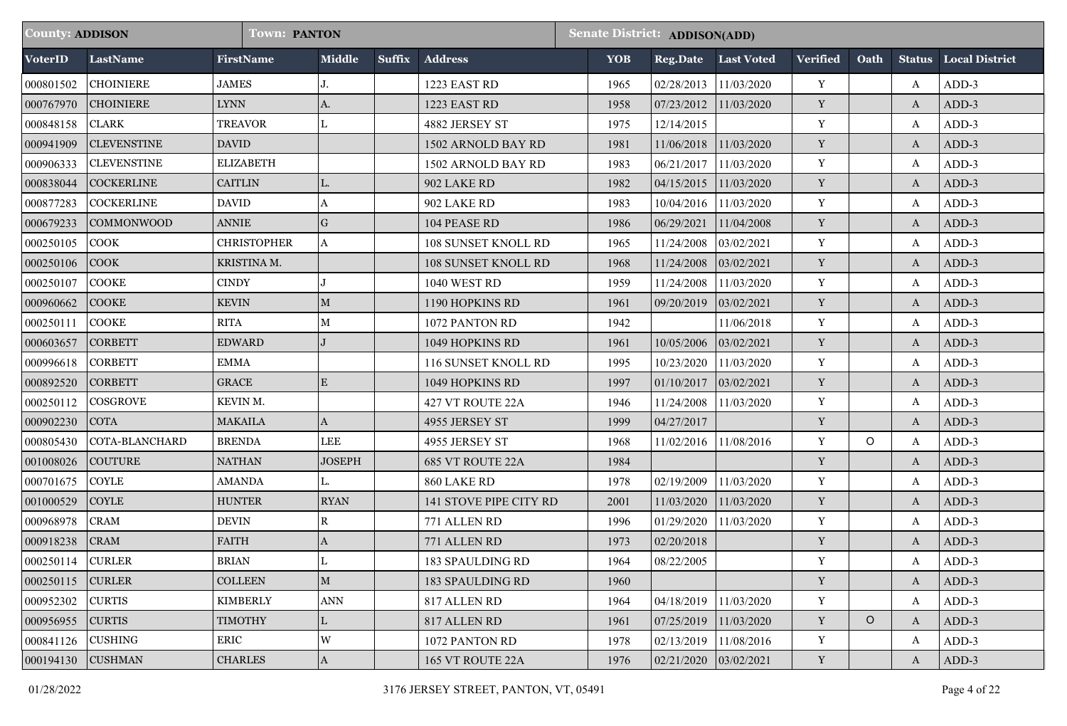| County: ADDISON | | Town: PANTON | | | | Senate District: ADDISON(ADD) | | | | | | |
|---|---|---|---|---|---|---|---|---|---|---|---|---|
| VoterID | LastName | FirstName | Middle | Suffix | Address | YOB | Reg.Date | Last Voted | Verified | Oath | Status | Local District |
| 000801502 | CHOINIERE | JAMES | J. | | 1223 EAST RD | 1965 | 02/28/2013 | 11/03/2020 | Y | | A | ADD-3 |
| 000767970 | CHOINIERE | LYNN | A. | | 1223 EAST RD | 1958 | 07/23/2012 | 11/03/2020 | Y | | A | ADD-3 |
| 000848158 | CLARK | TREAVOR | L | | 4882 JERSEY ST | 1975 | 12/14/2015 | | Y | | A | ADD-3 |
| 000941909 | CLEVENSTINE | DAVID | | | 1502 ARNOLD BAY RD | 1981 | 11/06/2018 | 11/03/2020 | Y | | A | ADD-3 |
| 000906333 | CLEVENSTINE | ELIZABETH | | | 1502 ARNOLD BAY RD | 1983 | 06/21/2017 | 11/03/2020 | Y | | A | ADD-3 |
| 000838044 | COCKERLINE | CAITLIN | L. | | 902 LAKE RD | 1982 | 04/15/2015 | 11/03/2020 | Y | | A | ADD-3 |
| 000877283 | COCKERLINE | DAVID | A | | 902 LAKE RD | 1983 | 10/04/2016 | 11/03/2020 | Y | | A | ADD-3 |
| 000679233 | COMMONWOOD | ANNIE | G | | 104 PEASE RD | 1986 | 06/29/2021 | 11/04/2008 | Y | | A | ADD-3 |
| 000250105 | COOK | CHRISTOPHER | A | | 108 SUNSET KNOLL RD | 1965 | 11/24/2008 | 03/02/2021 | Y | | A | ADD-3 |
| 000250106 | COOK | KRISTINA M. | | | 108 SUNSET KNOLL RD | 1968 | 11/24/2008 | 03/02/2021 | Y | | A | ADD-3 |
| 000250107 | COOKE | CINDY | J | | 1040 WEST RD | 1959 | 11/24/2008 | 11/03/2020 | Y | | A | ADD-3 |
| 000960662 | COOKE | KEVIN | M | | 1190 HOPKINS RD | 1961 | 09/20/2019 | 03/02/2021 | Y | | A | ADD-3 |
| 000250111 | COOKE | RITA | M | | 1072 PANTON RD | 1942 | | 11/06/2018 | Y | | A | ADD-3 |
| 000603657 | CORBETT | EDWARD | J | | 1049 HOPKINS RD | 1961 | 10/05/2006 | 03/02/2021 | Y | | A | ADD-3 |
| 000996618 | CORBETT | EMMA | | | 116 SUNSET KNOLL RD | 1995 | 10/23/2020 | 11/03/2020 | Y | | A | ADD-3 |
| 000892520 | CORBETT | GRACE | E | | 1049 HOPKINS RD | 1997 | 01/10/2017 | 03/02/2021 | Y | | A | ADD-3 |
| 000250112 | COSGROVE | KEVIN M. | | | 427 VT ROUTE 22A | 1946 | 11/24/2008 | 11/03/2020 | Y | | A | ADD-3 |
| 000902230 | COTA | MAKAILA | A | | 4955 JERSEY ST | 1999 | 04/27/2017 | | Y | | A | ADD-3 |
| 000805430 | COTA-BLANCHARD | BRENDA | LEE | | 4955 JERSEY ST | 1968 | 11/02/2016 | 11/08/2016 | Y | O | A | ADD-3 |
| 001008026 | COUTURE | NATHAN | JOSEPH | | 685 VT ROUTE 22A | 1984 | | | Y | | A | ADD-3 |
| 000701675 | COYLE | AMANDA | L. | | 860 LAKE RD | 1978 | 02/19/2009 | 11/03/2020 | Y | | A | ADD-3 |
| 001000529 | COYLE | HUNTER | RYAN | | 141 STOVE PIPE CITY RD | 2001 | 11/03/2020 | 11/03/2020 | Y | | A | ADD-3 |
| 000968978 | CRAM | DEVIN | R | | 771 ALLEN RD | 1996 | 01/29/2020 | 11/03/2020 | Y | | A | ADD-3 |
| 000918238 | CRAM | FAITH | A | | 771 ALLEN RD | 1973 | 02/20/2018 | | Y | | A | ADD-3 |
| 000250114 | CURLER | BRIAN | L | | 183 SPAULDING RD | 1964 | 08/22/2005 | | Y | | A | ADD-3 |
| 000250115 | CURLER | COLLEEN | M | | 183 SPAULDING RD | 1960 | | | Y | | A | ADD-3 |
| 000952302 | CURTIS | KIMBERLY | ANN | | 817 ALLEN RD | 1964 | 04/18/2019 | 11/03/2020 | Y | | A | ADD-3 |
| 000956955 | CURTIS | TIMOTHY | L | | 817 ALLEN RD | 1961 | 07/25/2019 | 11/03/2020 | Y | O | A | ADD-3 |
| 000841126 | CUSHING | ERIC | W | | 1072 PANTON RD | 1978 | 02/13/2019 | 11/08/2016 | Y | | A | ADD-3 |
| 000194130 | CUSHMAN | CHARLES | A | | 165 VT ROUTE 22A | 1976 | 02/21/2020 | 03/02/2021 | Y | | A | ADD-3 |

01/28/2022 — 3176 JERSEY STREET, PANTON, VT, 05491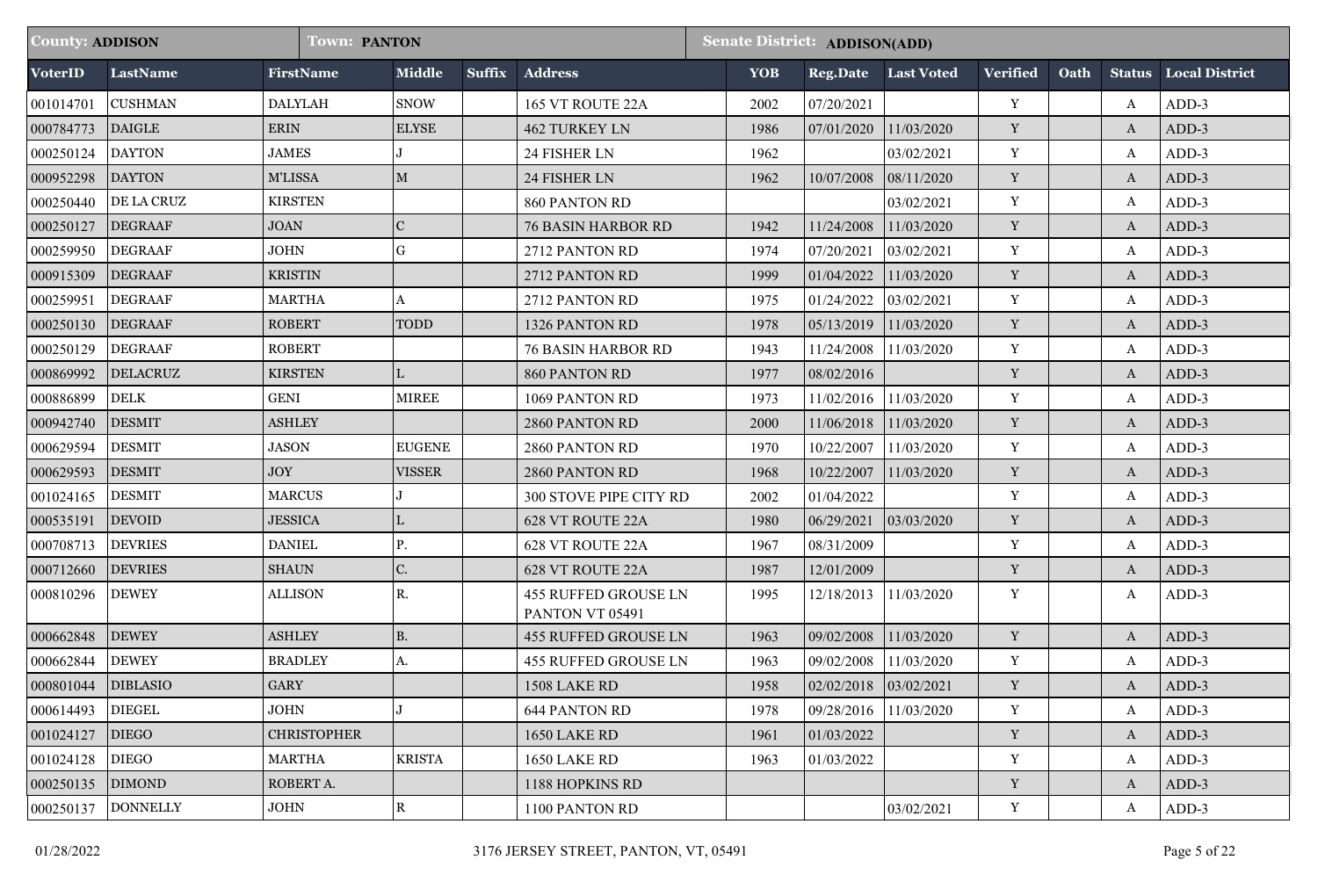| County: ADDISON | | Town: PANTON | | | | Senate District: ADDISON(ADD) | | | | | | |
|---|---|---|---|---|---|---|---|---|---|---|---|---|
| VoterID | LastName | FirstName | Middle | Suffix | Address | YOB | Reg.Date | Last Voted | Verified | Oath | Status | Local District |
| 001014701 | CUSHMAN | DALYLAH | SNOW | | 165 VT ROUTE 22A | 2002 | 07/20/2021 | | Y | | A | ADD-3 |
| 000784773 | DAIGLE | ERIN | ELYSE | | 462 TURKEY LN | 1986 | 07/01/2020 | 11/03/2020 | Y | | A | ADD-3 |
| 000250124 | DAYTON | JAMES | J | | 24 FISHER LN | 1962 | | 03/02/2021 | Y | | A | ADD-3 |
| 000952298 | DAYTON | M'LISSA | M | | 24 FISHER LN | 1962 | 10/07/2008 | 08/11/2020 | Y | | A | ADD-3 |
| 000250440 | DE LA CRUZ | KIRSTEN | | | 860 PANTON RD | | | 03/02/2021 | Y | | A | ADD-3 |
| 000250127 | DEGRAAF | JOAN | C | | 76 BASIN HARBOR RD | 1942 | 11/24/2008 | 11/03/2020 | Y | | A | ADD-3 |
| 000259950 | DEGRAAF | JOHN | G | | 2712 PANTON RD | 1974 | 07/20/2021 | 03/02/2021 | Y | | A | ADD-3 |
| 000915309 | DEGRAAF | KRISTIN | | | 2712 PANTON RD | 1999 | 01/04/2022 | 11/03/2020 | Y | | A | ADD-3 |
| 000259951 | DEGRAAF | MARTHA | A | | 2712 PANTON RD | 1975 | 01/24/2022 | 03/02/2021 | Y | | A | ADD-3 |
| 000250130 | DEGRAAF | ROBERT | TODD | | 1326 PANTON RD | 1978 | 05/13/2019 | 11/03/2020 | Y | | A | ADD-3 |
| 000250129 | DEGRAAF | ROBERT | | | 76 BASIN HARBOR RD | 1943 | 11/24/2008 | 11/03/2020 | Y | | A | ADD-3 |
| 000869992 | DELACRUZ | KIRSTEN | L | | 860 PANTON RD | 1977 | 08/02/2016 | | Y | | A | ADD-3 |
| 000886899 | DELK | GENI | MIREE | | 1069 PANTON RD | 1973 | 11/02/2016 | 11/03/2020 | Y | | A | ADD-3 |
| 000942740 | DESMIT | ASHLEY | | | 2860 PANTON RD | 2000 | 11/06/2018 | 11/03/2020 | Y | | A | ADD-3 |
| 000629594 | DESMIT | JASON | EUGENE | | 2860 PANTON RD | 1970 | 10/22/2007 | 11/03/2020 | Y | | A | ADD-3 |
| 000629593 | DESMIT | JOY | VISSER | | 2860 PANTON RD | 1968 | 10/22/2007 | 11/03/2020 | Y | | A | ADD-3 |
| 001024165 | DESMIT | MARCUS | J | | 300 STOVE PIPE CITY RD | 2002 | 01/04/2022 | | Y | | A | ADD-3 |
| 000535191 | DEVOID | JESSICA | L | | 628 VT ROUTE 22A | 1980 | 06/29/2021 | 03/03/2020 | Y | | A | ADD-3 |
| 000708713 | DEVRIES | DANIEL | P. | | 628 VT ROUTE 22A | 1967 | 08/31/2009 | | Y | | A | ADD-3 |
| 000712660 | DEVRIES | SHAUN | C. | | 628 VT ROUTE 22A | 1987 | 12/01/2009 | | Y | | A | ADD-3 |
| 000810296 | DEWEY | ALLISON | R. | | 455 RUFFED GROUSE LN PANTON VT 05491 | 1995 | 12/18/2013 | 11/03/2020 | Y | | A | ADD-3 |
| 000662848 | DEWEY | ASHLEY | B. | | 455 RUFFED GROUSE LN | 1963 | 09/02/2008 | 11/03/2020 | Y | | A | ADD-3 |
| 000662844 | DEWEY | BRADLEY | A. | | 455 RUFFED GROUSE LN | 1963 | 09/02/2008 | 11/03/2020 | Y | | A | ADD-3 |
| 000801044 | DIBLASIO | GARY | | | 1508 LAKE RD | 1958 | 02/02/2018 | 03/02/2021 | Y | | A | ADD-3 |
| 000614493 | DIEGEL | JOHN | J | | 644 PANTON RD | 1978 | 09/28/2016 | 11/03/2020 | Y | | A | ADD-3 |
| 001024127 | DIEGO | CHRISTOPHER | | | 1650 LAKE RD | 1961 | 01/03/2022 | | Y | | A | ADD-3 |
| 001024128 | DIEGO | MARTHA | KRISTA | | 1650 LAKE RD | 1963 | 01/03/2022 | | Y | | A | ADD-3 |
| 000250135 | DIMOND | ROBERT A. | | | 1188 HOPKINS RD | | | | Y | | A | ADD-3 |
| 000250137 | DONNELLY | JOHN | R | | 1100 PANTON RD | | | 03/02/2021 | Y | | A | ADD-3 |

01/28/2022 3176 JERSEY STREET, PANTON, VT, 05491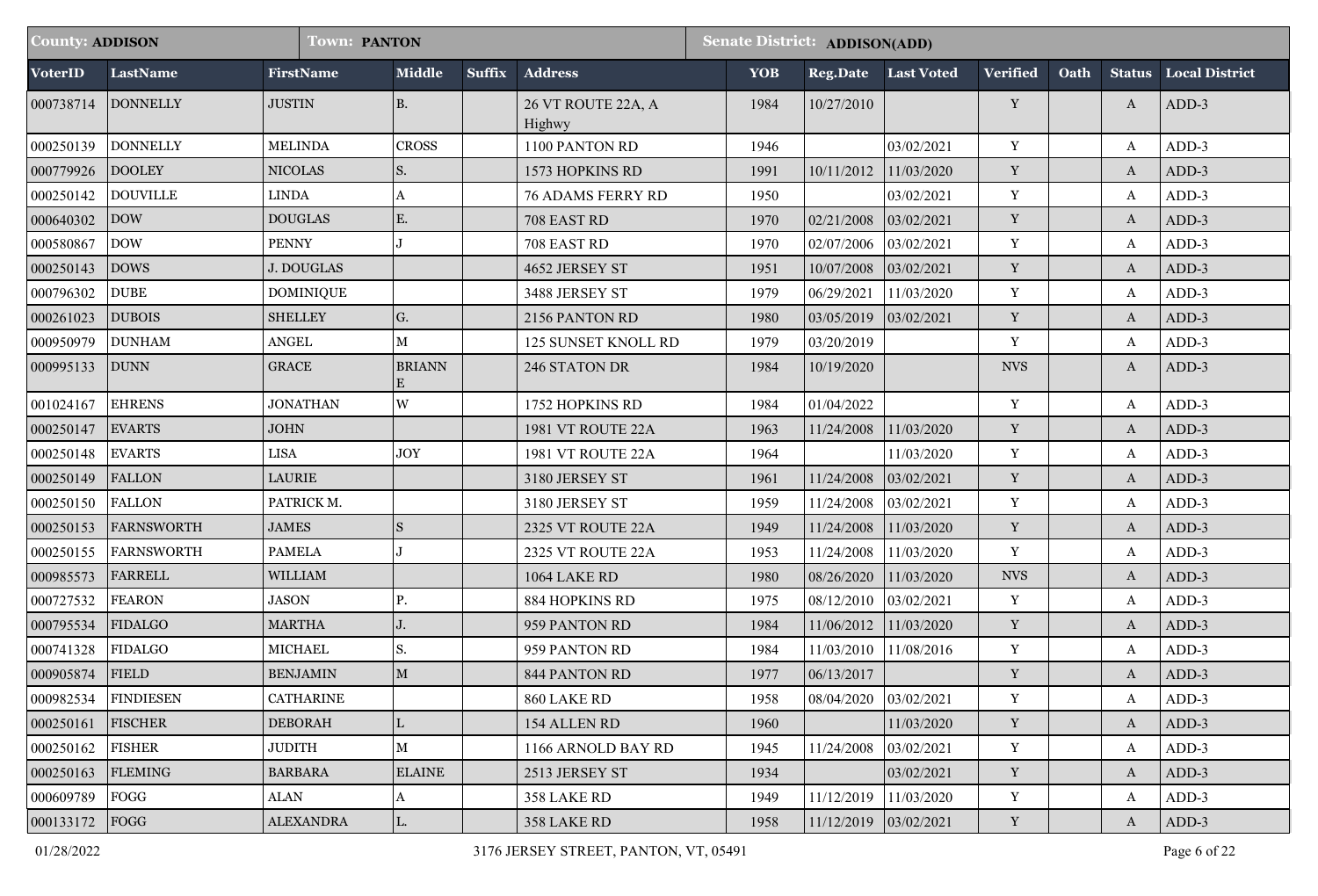| County: ADDISON | | Town: PANTON | | | | Senate District: ADDISON(ADD) | | | | | | |
|---|---|---|---|---|---|---|---|---|---|---|---|---|
| VoterID | LastName | FirstName | Middle | Suffix | Address | YOB | Reg.Date | Last Voted | Verified | Oath | Status | Local District |
| 000738714 | DONNELLY | JUSTIN | B. | | 26 VT ROUTE 22A, A Highwy | 1984 | 10/27/2010 | | Y | | A | ADD-3 |
| 000250139 | DONNELLY | MELINDA | CROSS | | 1100 PANTON RD | 1946 | | 03/02/2021 | Y | | A | ADD-3 |
| 000779926 | DOOLEY | NICOLAS | S. | | 1573 HOPKINS RD | 1991 | 10/11/2012 | 11/03/2020 | Y | | A | ADD-3 |
| 000250142 | DOUVILLE | LINDA | A | | 76 ADAMS FERRY RD | 1950 | | 03/02/2021 | Y | | A | ADD-3 |
| 000640302 | DOW | DOUGLAS | E. | | 708 EAST RD | 1970 | 02/21/2008 | 03/02/2021 | Y | | A | ADD-3 |
| 000580867 | DOW | PENNY | J | | 708 EAST RD | 1970 | 02/07/2006 | 03/02/2021 | Y | | A | ADD-3 |
| 000250143 | DOWS | J. DOUGLAS | | | 4652 JERSEY ST | 1951 | 10/07/2008 | 03/02/2021 | Y | | A | ADD-3 |
| 000796302 | DUBE | DOMINIQUE | | | 3488 JERSEY ST | 1979 | 06/29/2021 | 11/03/2020 | Y | | A | ADD-3 |
| 000261023 | DUBOIS | SHELLEY | G. | | 2156 PANTON RD | 1980 | 03/05/2019 | 03/02/2021 | Y | | A | ADD-3 |
| 000950979 | DUNHAM | ANGEL | M | | 125 SUNSET KNOLL RD | 1979 | 03/20/2019 | | Y | | A | ADD-3 |
| 000995133 | DUNN | GRACE | BRIANNE | | 246 STATON DR | 1984 | 10/19/2020 | | NVS | | A | ADD-3 |
| 001024167 | EHRENS | JONATHAN | W | | 1752 HOPKINS RD | 1984 | 01/04/2022 | | Y | | A | ADD-3 |
| 000250147 | EVARTS | JOHN | | | 1981 VT ROUTE 22A | 1963 | 11/24/2008 | 11/03/2020 | Y | | A | ADD-3 |
| 000250148 | EVARTS | LISA | JOY | | 1981 VT ROUTE 22A | 1964 | | 11/03/2020 | Y | | A | ADD-3 |
| 000250149 | FALLON | LAURIE | | | 3180 JERSEY ST | 1961 | 11/24/2008 | 03/02/2021 | Y | | A | ADD-3 |
| 000250150 | FALLON | PATRICK M. | | | 3180 JERSEY ST | 1959 | 11/24/2008 | 03/02/2021 | Y | | A | ADD-3 |
| 000250153 | FARNSWORTH | JAMES | S | | 2325 VT ROUTE 22A | 1949 | 11/24/2008 | 11/03/2020 | Y | | A | ADD-3 |
| 000250155 | FARNSWORTH | PAMELA | J | | 2325 VT ROUTE 22A | 1953 | 11/24/2008 | 11/03/2020 | Y | | A | ADD-3 |
| 000985573 | FARRELL | WILLIAM | | | 1064 LAKE RD | 1980 | 08/26/2020 | 11/03/2020 | NVS | | A | ADD-3 |
| 000727532 | FEARON | JASON | P. | | 884 HOPKINS RD | 1975 | 08/12/2010 | 03/02/2021 | Y | | A | ADD-3 |
| 000795534 | FIDALGO | MARTHA | J. | | 959 PANTON RD | 1984 | 11/06/2012 | 11/03/2020 | Y | | A | ADD-3 |
| 000741328 | FIDALGO | MICHAEL | S. | | 959 PANTON RD | 1984 | 11/03/2010 | 11/08/2016 | Y | | A | ADD-3 |
| 000905874 | FIELD | BENJAMIN | M | | 844 PANTON RD | 1977 | 06/13/2017 | | Y | | A | ADD-3 |
| 000982534 | FINDIESEN | CATHARINE | | | 860 LAKE RD | 1958 | 08/04/2020 | 03/02/2021 | Y | | A | ADD-3 |
| 000250161 | FISCHER | DEBORAH | L | | 154 ALLEN RD | 1960 | | 11/03/2020 | Y | | A | ADD-3 |
| 000250162 | FISHER | JUDITH | M | | 1166 ARNOLD BAY RD | 1945 | 11/24/2008 | 03/02/2021 | Y | | A | ADD-3 |
| 000250163 | FLEMING | BARBARA | ELAINE | | 2513 JERSEY ST | 1934 | | 03/02/2021 | Y | | A | ADD-3 |
| 000609789 | FOGG | ALAN | A | | 358 LAKE RD | 1949 | 11/12/2019 | 11/03/2020 | Y | | A | ADD-3 |
| 000133172 | FOGG | ALEXANDRA | L. | | 358 LAKE RD | 1958 | 11/12/2019 | 03/02/2021 | Y | | A | ADD-3 |

01/28/2022 3176 JERSEY STREET, PANTON, VT, 05491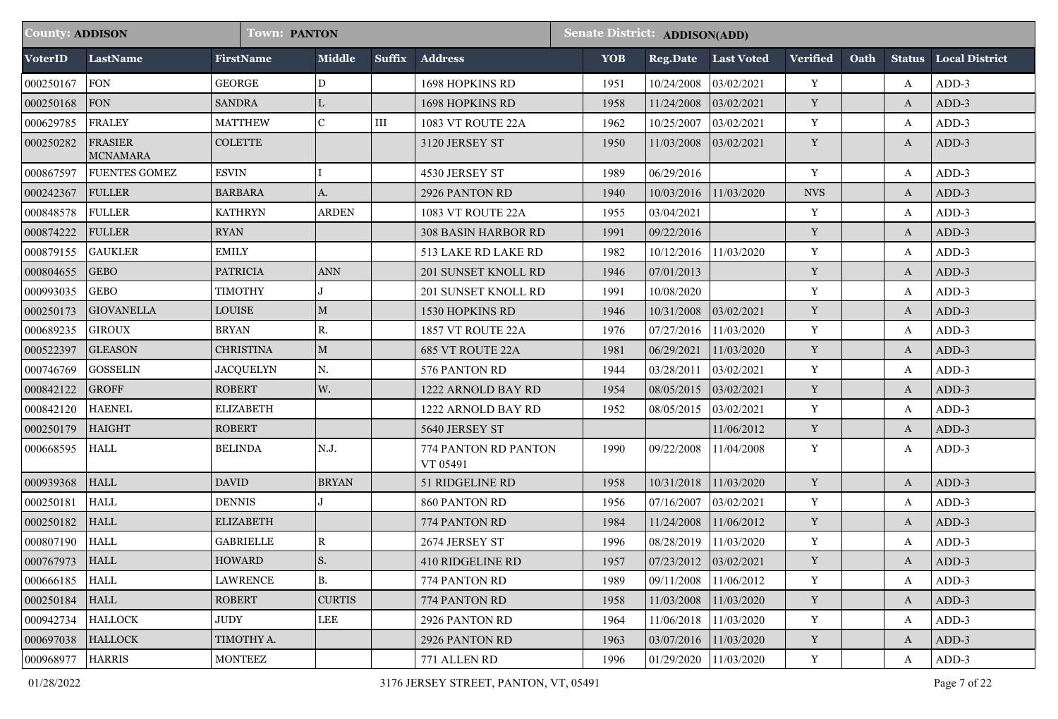| County: ADDISON | | Town: PANTON | | | | Senate District: ADDISON(ADD) | | | | | | |
|---|---|---|---|---|---|---|---|---|---|---|---|---|
| VoterID | LastName | FirstName | Middle | Suffix | Address | YOB | Reg.Date | Last Voted | Verified | Oath | Status | Local District |
| 000250167 | FON | GEORGE | D | | 1698 HOPKINS RD | 1951 | 10/24/2008 | 03/02/2021 | Y | | A | ADD-3 |
| 000250168 | FON | SANDRA | L | | 1698 HOPKINS RD | 1958 | 11/24/2008 | 03/02/2021 | Y | | A | ADD-3 |
| 000629785 | FRALEY | MATTHEW | C | III | 1083 VT ROUTE 22A | 1962 | 10/25/2007 | 03/02/2021 | Y | | A | ADD-3 |
| 000250282 | FRASIER MCNAMARA | COLETTE | | | 3120 JERSEY ST | 1950 | 11/03/2008 | 03/02/2021 | Y | | A | ADD-3 |
| 000867597 | FUENTES GOMEZ | ESVIN | I | | 4530 JERSEY ST | 1989 | 06/29/2016 | | Y | | A | ADD-3 |
| 000242367 | FULLER | BARBARA | A. | | 2926 PANTON RD | 1940 | 10/03/2016 | 11/03/2020 | NVS | | A | ADD-3 |
| 000848578 | FULLER | KATHRYN | ARDEN | | 1083 VT ROUTE 22A | 1955 | 03/04/2021 | | Y | | A | ADD-3 |
| 000874222 | FULLER | RYAN | | | 308 BASIN HARBOR RD | 1991 | 09/22/2016 | | Y | | A | ADD-3 |
| 000879155 | GAUKLER | EMILY | | | 513 LAKE RD LAKE RD | 1982 | 10/12/2016 | 11/03/2020 | Y | | A | ADD-3 |
| 000804655 | GEBO | PATRICIA | ANN | | 201 SUNSET KNOLL RD | 1946 | 07/01/2013 | | Y | | A | ADD-3 |
| 000993035 | GEBO | TIMOTHY | J | | 201 SUNSET KNOLL RD | 1991 | 10/08/2020 | | Y | | A | ADD-3 |
| 000250173 | GIOVANELLA | LOUISE | M | | 1530 HOPKINS RD | 1946 | 10/31/2008 | 03/02/2021 | Y | | A | ADD-3 |
| 000689235 | GIROUX | BRYAN | R. | | 1857 VT ROUTE 22A | 1976 | 07/27/2016 | 11/03/2020 | Y | | A | ADD-3 |
| 000522397 | GLEASON | CHRISTINA | M | | 685 VT ROUTE 22A | 1981 | 06/29/2021 | 11/03/2020 | Y | | A | ADD-3 |
| 000746769 | GOSSELIN | JACQUELYN | N. | | 576 PANTON RD | 1944 | 03/28/2011 | 03/02/2021 | Y | | A | ADD-3 |
| 000842122 | GROFF | ROBERT | W. | | 1222 ARNOLD BAY RD | 1954 | 08/05/2015 | 03/02/2021 | Y | | A | ADD-3 |
| 000842120 | HAENEL | ELIZABETH | | | 1222 ARNOLD BAY RD | 1952 | 08/05/2015 | 03/02/2021 | Y | | A | ADD-3 |
| 000250179 | HAIGHT | ROBERT | | | 5640 JERSEY ST | | | 11/06/2012 | Y | | A | ADD-3 |
| 000668595 | HALL | BELINDA | N.J. | | 774 PANTON RD PANTON VT 05491 | 1990 | 09/22/2008 | 11/04/2008 | Y | | A | ADD-3 |
| 000939368 | HALL | DAVID | BRYAN | | 51 RIDGELINE RD | 1958 | 10/31/2018 | 11/03/2020 | Y | | A | ADD-3 |
| 000250181 | HALL | DENNIS | J | | 860 PANTON RD | 1956 | 07/16/2007 | 03/02/2021 | Y | | A | ADD-3 |
| 000250182 | HALL | ELIZABETH | | | 774 PANTON RD | 1984 | 11/24/2008 | 11/06/2012 | Y | | A | ADD-3 |
| 000807190 | HALL | GABRIELLE | R | | 2674 JERSEY ST | 1996 | 08/28/2019 | 11/03/2020 | Y | | A | ADD-3 |
| 000767973 | HALL | HOWARD | S. | | 410 RIDGELINE RD | 1957 | 07/23/2012 | 03/02/2021 | Y | | A | ADD-3 |
| 000666185 | HALL | LAWRENCE | B. | | 774 PANTON RD | 1989 | 09/11/2008 | 11/06/2012 | Y | | A | ADD-3 |
| 000250184 | HALL | ROBERT | CURTIS | | 774 PANTON RD | 1958 | 11/03/2008 | 11/03/2020 | Y | | A | ADD-3 |
| 000942734 | HALLOCK | JUDY | LEE | | 2926 PANTON RD | 1964 | 11/06/2018 | 11/03/2020 | Y | | A | ADD-3 |
| 000697038 | HALLOCK | TIMOTHY A. | | | 2926 PANTON RD | 1963 | 03/07/2016 | 11/03/2020 | Y | | A | ADD-3 |
| 000968977 | HARRIS | MONTEEZ | | | 771 ALLEN RD | 1996 | 01/29/2020 | 11/03/2020 | Y | | A | ADD-3 |

01/28/2022 3176 JERSEY STREET, PANTON, VT, 05491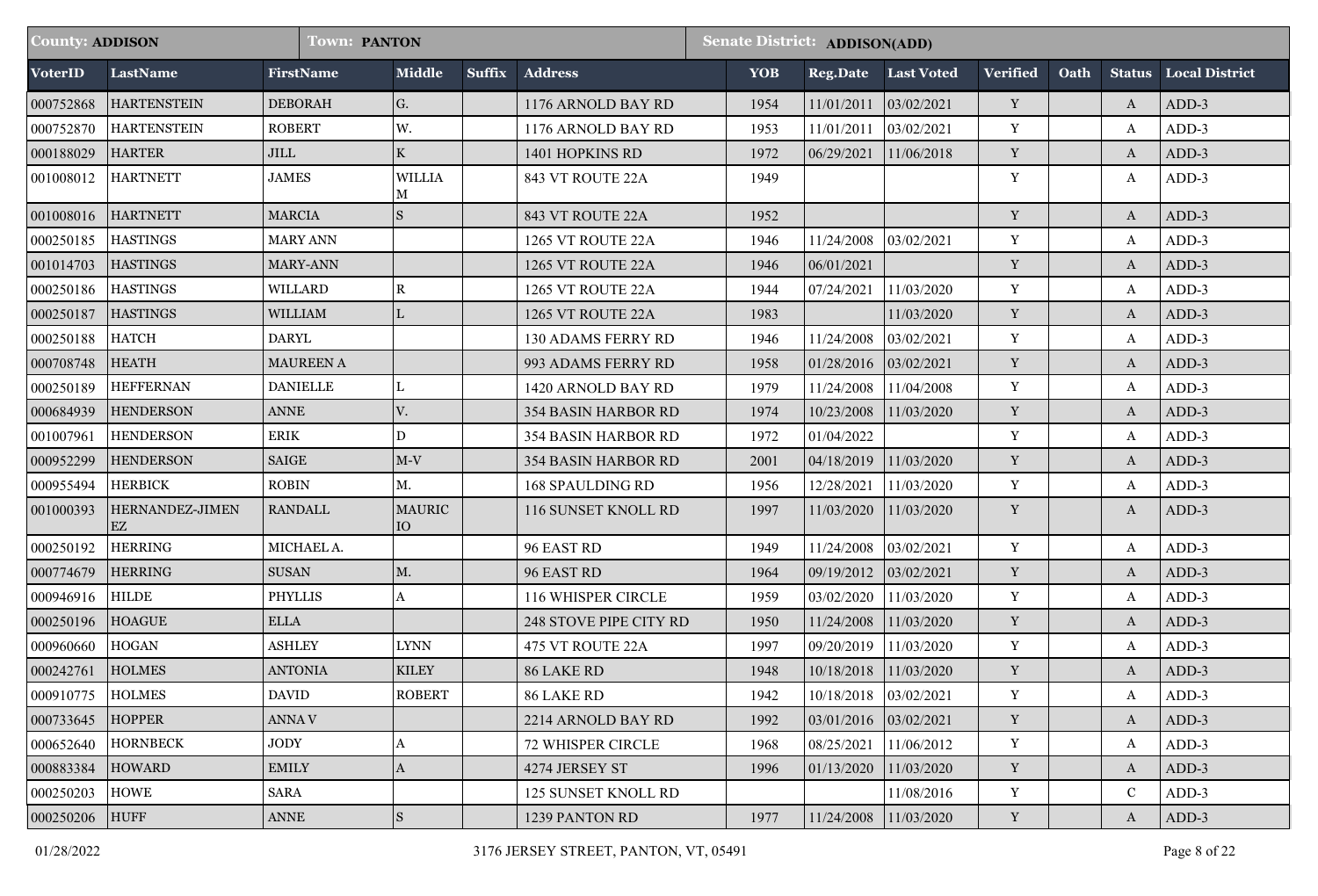| County: ADDISON | | | Town: PANTON | | | | Senate District: ADDISON(ADD) | | | | | |
|---|---|---|---|---|---|---|---|---|---|---|---|---|
| VoterID | LastName | FirstName | Middle | Suffix | Address | YOB | Reg.Date | Last Voted | Verified | Oath | Status | Local District |
| 000752868 | HARTENSTEIN | DEBORAH | G. | | 1176 ARNOLD BAY RD | 1954 | 11/01/2011 | 03/02/2021 | Y | | A | ADD-3 |
| 000752870 | HARTENSTEIN | ROBERT | W. | | 1176 ARNOLD BAY RD | 1953 | 11/01/2011 | 03/02/2021 | Y | | A | ADD-3 |
| 000188029 | HARTER | JILL | K | | 1401 HOPKINS RD | 1972 | 06/29/2021 | 11/06/2018 | Y | | A | ADD-3 |
| 001008012 | HARTNETT | JAMES | WILLIAM | | 843 VT ROUTE 22A | 1949 | | | Y | | A | ADD-3 |
| 001008016 | HARTNETT | MARCIA | S | | 843 VT ROUTE 22A | 1952 | | | Y | | A | ADD-3 |
| 000250185 | HASTINGS | MARY ANN | | | 1265 VT ROUTE 22A | 1946 | 11/24/2008 | 03/02/2021 | Y | | A | ADD-3 |
| 001014703 | HASTINGS | MARY-ANN | | | 1265 VT ROUTE 22A | 1946 | 06/01/2021 | | Y | | A | ADD-3 |
| 000250186 | HASTINGS | WILLARD | R | | 1265 VT ROUTE 22A | 1944 | 07/24/2021 | 11/03/2020 | Y | | A | ADD-3 |
| 000250187 | HASTINGS | WILLIAM | L | | 1265 VT ROUTE 22A | 1983 | | 11/03/2020 | Y | | A | ADD-3 |
| 000250188 | HATCH | DARYL | | | 130 ADAMS FERRY RD | 1946 | 11/24/2008 | 03/02/2021 | Y | | A | ADD-3 |
| 000708748 | HEATH | MAUREEN A | | | 993 ADAMS FERRY RD | 1958 | 01/28/2016 | 03/02/2021 | Y | | A | ADD-3 |
| 000250189 | HEFFERNAN | DANIELLE | L | | 1420 ARNOLD BAY RD | 1979 | 11/24/2008 | 11/04/2008 | Y | | A | ADD-3 |
| 000684939 | HENDERSON | ANNE | V. | | 354 BASIN HARBOR RD | 1974 | 10/23/2008 | 11/03/2020 | Y | | A | ADD-3 |
| 001007961 | HENDERSON | ERIK | D | | 354 BASIN HARBOR RD | 1972 | 01/04/2022 | | Y | | A | ADD-3 |
| 000952299 | HENDERSON | SAIGE | M-V | | 354 BASIN HARBOR RD | 2001 | 04/18/2019 | 11/03/2020 | Y | | A | ADD-3 |
| 000955494 | HERBICK | ROBIN | M. | | 168 SPAULDING RD | 1956 | 12/28/2021 | 11/03/2020 | Y | | A | ADD-3 |
| 001000393 | HERNANDEZ-JIMENEZ | RANDALL | MAURICIO | | 116 SUNSET KNOLL RD | 1997 | 11/03/2020 | 11/03/2020 | Y | | A | ADD-3 |
| 000250192 | HERRING | MICHAEL A. | | | 96 EAST RD | 1949 | 11/24/2008 | 03/02/2021 | Y | | A | ADD-3 |
| 000774679 | HERRING | SUSAN | M. | | 96 EAST RD | 1964 | 09/19/2012 | 03/02/2021 | Y | | A | ADD-3 |
| 000946916 | HILDE | PHYLLIS | A | | 116 WHISPER CIRCLE | 1959 | 03/02/2020 | 11/03/2020 | Y | | A | ADD-3 |
| 000250196 | HOAGUE | ELLA | | | 248 STOVE PIPE CITY RD | 1950 | 11/24/2008 | 11/03/2020 | Y | | A | ADD-3 |
| 000960660 | HOGAN | ASHLEY | LYNN | | 475 VT ROUTE 22A | 1997 | 09/20/2019 | 11/03/2020 | Y | | A | ADD-3 |
| 000242761 | HOLMES | ANTONIA | KILEY | | 86 LAKE RD | 1948 | 10/18/2018 | 11/03/2020 | Y | | A | ADD-3 |
| 000910775 | HOLMES | DAVID | ROBERT | | 86 LAKE RD | 1942 | 10/18/2018 | 03/02/2021 | Y | | A | ADD-3 |
| 000733645 | HOPPER | ANNA V | | | 2214 ARNOLD BAY RD | 1992 | 03/01/2016 | 03/02/2021 | Y | | A | ADD-3 |
| 000652640 | HORNBECK | JODY | A | | 72 WHISPER CIRCLE | 1968 | 08/25/2021 | 11/06/2012 | Y | | A | ADD-3 |
| 000883384 | HOWARD | EMILY | A | | 4274 JERSEY ST | 1996 | 01/13/2020 | 11/03/2020 | Y | | A | ADD-3 |
| 000250203 | HOWE | SARA | | | 125 SUNSET KNOLL RD | | | 11/08/2016 | Y | | C | ADD-3 |
| 000250206 | HUFF | ANNE | S | | 1239 PANTON RD | 1977 | 11/24/2008 | 11/03/2020 | Y | | A | ADD-3 |

01/28/2022 3176 JERSEY STREET, PANTON, VT, 05491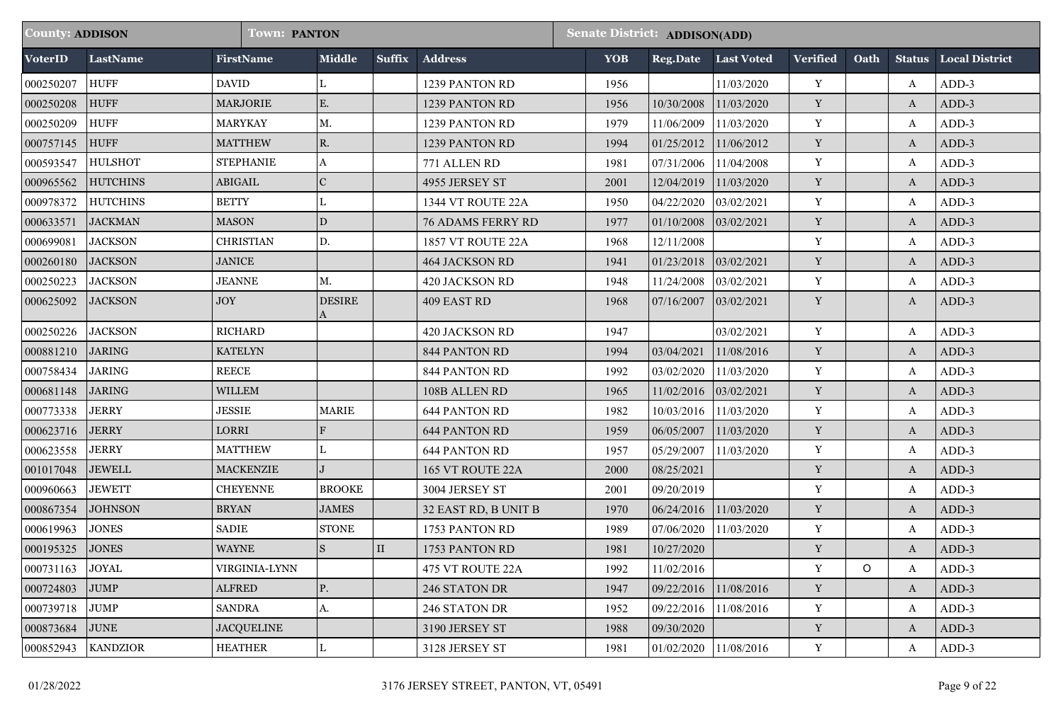| County: ADDISON | | Town: PANTON | | | | Senate District: ADDISON(ADD) | | | | | | |
|---|---|---|---|---|---|---|---|---|---|---|---|---|
| VoterID | LastName | FirstName | Middle | Suffix | Address | YOB | Reg.Date | Last Voted | Verified | Oath | Status | Local District |
| 000250207 | HUFF | DAVID | L | | 1239 PANTON RD | 1956 | | 11/03/2020 | Y | | A | ADD-3 |
| 000250208 | HUFF | MARJORIE | E. | | 1239 PANTON RD | 1956 | 10/30/2008 | 11/03/2020 | Y | | A | ADD-3 |
| 000250209 | HUFF | MARYKAY | M. | | 1239 PANTON RD | 1979 | 11/06/2009 | 11/03/2020 | Y | | A | ADD-3 |
| 000757145 | HUFF | MATTHEW | R. | | 1239 PANTON RD | 1994 | 01/25/2012 | 11/06/2012 | Y | | A | ADD-3 |
| 000593547 | HULSHOT | STEPHANIE | A | | 771 ALLEN RD | 1981 | 07/31/2006 | 11/04/2008 | Y | | A | ADD-3 |
| 000965562 | HUTCHINS | ABIGAIL | C | | 4955 JERSEY ST | 2001 | 12/04/2019 | 11/03/2020 | Y | | A | ADD-3 |
| 000978372 | HUTCHINS | BETTY | L | | 1344 VT ROUTE 22A | 1950 | 04/22/2020 | 03/02/2021 | Y | | A | ADD-3 |
| 000633571 | JACKMAN | MASON | D | | 76 ADAMS FERRY RD | 1977 | 01/10/2008 | 03/02/2021 | Y | | A | ADD-3 |
| 000699081 | JACKSON | CHRISTIAN | D. | | 1857 VT ROUTE 22A | 1968 | 12/11/2008 | | Y | | A | ADD-3 |
| 000260180 | JACKSON | JANICE | | | 464 JACKSON RD | 1941 | 01/23/2018 | 03/02/2021 | Y | | A | ADD-3 |
| 000250223 | JACKSON | JEANNE | M. | | 420 JACKSON RD | 1948 | 11/24/2008 | 03/02/2021 | Y | | A | ADD-3 |
| 000625092 | JACKSON | JOY | DESIREA | | 409 EAST RD | 1968 | 07/16/2007 | 03/02/2021 | Y | | A | ADD-3 |
| 000250226 | JACKSON | RICHARD | | | 420 JACKSON RD | 1947 | | 03/02/2021 | Y | | A | ADD-3 |
| 000881210 | JARING | KATELYN | | | 844 PANTON RD | 1994 | 03/04/2021 | 11/08/2016 | Y | | A | ADD-3 |
| 000758434 | JARING | REECE | | | 844 PANTON RD | 1992 | 03/02/2020 | 11/03/2020 | Y | | A | ADD-3 |
| 000681148 | JARING | WILLEM | | | 108B ALLEN RD | 1965 | 11/02/2016 | 03/02/2021 | Y | | A | ADD-3 |
| 000773338 | JERRY | JESSIE | MARIE | | 644 PANTON RD | 1982 | 10/03/2016 | 11/03/2020 | Y | | A | ADD-3 |
| 000623716 | JERRY | LORRI | F | | 644 PANTON RD | 1959 | 06/05/2007 | 11/03/2020 | Y | | A | ADD-3 |
| 000623558 | JERRY | MATTHEW | L | | 644 PANTON RD | 1957 | 05/29/2007 | 11/03/2020 | Y | | A | ADD-3 |
| 001017048 | JEWELL | MACKENZIE | J | | 165 VT ROUTE 22A | 2000 | 08/25/2021 | | Y | | A | ADD-3 |
| 000960663 | JEWETT | CHEYENNE | BROOKE | | 3004 JERSEY ST | 2001 | 09/20/2019 | | Y | | A | ADD-3 |
| 000867354 | JOHNSON | BRYAN | JAMES | | 32 EAST RD, B UNIT B | 1970 | 06/24/2016 | 11/03/2020 | Y | | A | ADD-3 |
| 000619963 | JONES | SADIE | STONE | | 1753 PANTON RD | 1989 | 07/06/2020 | 11/03/2020 | Y | | A | ADD-3 |
| 000195325 | JONES | WAYNE | S | II | 1753 PANTON RD | 1981 | 10/27/2020 | | Y | | A | ADD-3 |
| 000731163 | JOYAL | VIRGINIA-LYNN | | | 475 VT ROUTE 22A | 1992 | 11/02/2016 | | Y | O | A | ADD-3 |
| 000724803 | JUMP | ALFRED | P. | | 246 STATON DR | 1947 | 09/22/2016 | 11/08/2016 | Y | | A | ADD-3 |
| 000739718 | JUMP | SANDRA | A. | | 246 STATON DR | 1952 | 09/22/2016 | 11/08/2016 | Y | | A | ADD-3 |
| 000873684 | JUNE | JACQUELINE | | | 3190 JERSEY ST | 1988 | 09/30/2020 | | Y | | A | ADD-3 |
| 000852943 | KANDZIOR | HEATHER | L | | 3128 JERSEY ST | 1981 | 01/02/2020 | 11/08/2016 | Y | | A | ADD-3 |

01/28/2022 3176 JERSEY STREET, PANTON, VT, 05491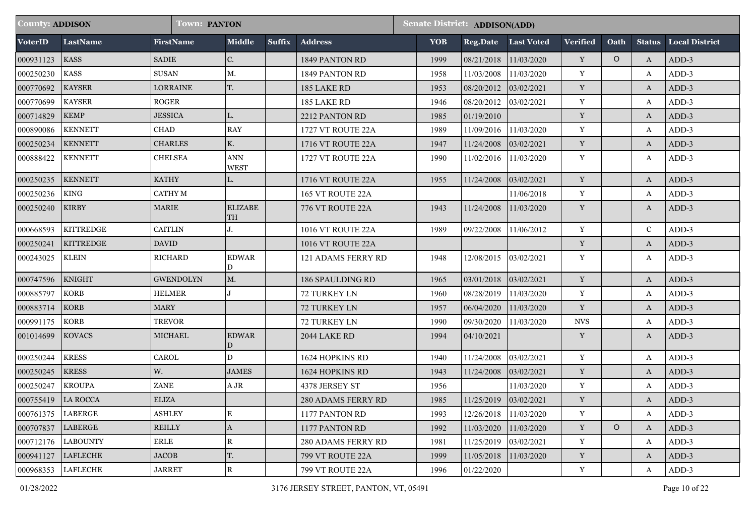| County: ADDISON | | Town: PANTON | | | | Senate District: ADDISON(ADD) | | | | | | |
|---|---|---|---|---|---|---|---|---|---|---|---|---|
| VoterID | LastName | FirstName | Middle | Suffix | Address | YOB | Reg.Date | Last Voted | Verified | Oath | Status | Local District |
| 000931123 | KASS | SADIE | C. | | 1849 PANTON RD | 1999 | 08/21/2018 | 11/03/2020 | Y | O | A | ADD-3 |
| 000250230 | KASS | SUSAN | M. | | 1849 PANTON RD | 1958 | 11/03/2008 | 11/03/2020 | Y | | A | ADD-3 |
| 000770692 | KAYSER | LORRAINE | T. | | 185 LAKE RD | 1953 | 08/20/2012 | 03/02/2021 | Y | | A | ADD-3 |
| 000770699 | KAYSER | ROGER | | | 185 LAKE RD | 1946 | 08/20/2012 | 03/02/2021 | Y | | A | ADD-3 |
| 000714829 | KEMP | JESSICA | L. | | 2212 PANTON RD | 1985 | 01/19/2010 | | Y | | A | ADD-3 |
| 000890086 | KENNETT | CHAD | RAY | | 1727 VT ROUTE 22A | 1989 | 11/09/2016 | 11/03/2020 | Y | | A | ADD-3 |
| 000250234 | KENNETT | CHARLES | K. | | 1716 VT ROUTE 22A | 1947 | 11/24/2008 | 03/02/2021 | Y | | A | ADD-3 |
| 000888422 | KENNETT | CHELSEA | ANN WEST | | 1727 VT ROUTE 22A | 1990 | 11/02/2016 | 11/03/2020 | Y | | A | ADD-3 |
| 000250235 | KENNETT | KATHY | L. | | 1716 VT ROUTE 22A | 1955 | 11/24/2008 | 03/02/2021 | Y | | A | ADD-3 |
| 000250236 | KING | CATHY M | | | 165 VT ROUTE 22A | | | 11/06/2018 | Y | | A | ADD-3 |
| 000250240 | KIRBY | MARIE | ELIZABETH | | 776 VT ROUTE 22A | 1943 | 11/24/2008 | 11/03/2020 | Y | | A | ADD-3 |
| 000668593 | KITTREDGE | CAITLIN | J. | | 1016 VT ROUTE 22A | 1989 | 09/22/2008 | 11/06/2012 | Y | | C | ADD-3 |
| 000250241 | KITTREDGE | DAVID | | | 1016 VT ROUTE 22A | | | | Y | | A | ADD-3 |
| 000243025 | KLEIN | RICHARD | EDWARD | | 121 ADAMS FERRY RD | 1948 | 12/08/2015 | 03/02/2021 | Y | | A | ADD-3 |
| 000747596 | KNIGHT | GWENDOLYN | M. | | 186 SPAULDING RD | 1965 | 03/01/2018 | 03/02/2021 | Y | | A | ADD-3 |
| 000885797 | KORB | HELMER | J | | 72 TURKEY LN | 1960 | 08/28/2019 | 11/03/2020 | Y | | A | ADD-3 |
| 000883714 | KORB | MARY | | | 72 TURKEY LN | 1957 | 06/04/2020 | 11/03/2020 | Y | | A | ADD-3 |
| 000991175 | KORB | TREVOR | | | 72 TURKEY LN | 1990 | 09/30/2020 | 11/03/2020 | NVS | | A | ADD-3 |
| 001014699 | KOVACS | MICHAEL | EDWARD | | 2044 LAKE RD | 1994 | 04/10/2021 | | Y | | A | ADD-3 |
| 000250244 | KRESS | CAROL | D | | 1624 HOPKINS RD | 1940 | 11/24/2008 | 03/02/2021 | Y | | A | ADD-3 |
| 000250245 | KRESS | W. | JAMES | | 1624 HOPKINS RD | 1943 | 11/24/2008 | 03/02/2021 | Y | | A | ADD-3 |
| 000250247 | KROUPA | ZANE | A JR | | 4378 JERSEY ST | 1956 | | 11/03/2020 | Y | | A | ADD-3 |
| 000755419 | LA ROCCA | ELIZA | | | 280 ADAMS FERRY RD | 1985 | 11/25/2019 | 03/02/2021 | Y | | A | ADD-3 |
| 000761375 | LABERGE | ASHLEY | E | | 1177 PANTON RD | 1993 | 12/26/2018 | 11/03/2020 | Y | | A | ADD-3 |
| 000707837 | LABERGE | REILLY | A | | 1177 PANTON RD | 1992 | 11/03/2020 | 11/03/2020 | Y | O | A | ADD-3 |
| 000712176 | LABOUNTY | ERLE | R | | 280 ADAMS FERRY RD | 1981 | 11/25/2019 | 03/02/2021 | Y | | A | ADD-3 |
| 000941127 | LAFLECHE | JACOB | T. | | 799 VT ROUTE 22A | 1999 | 11/05/2018 | 11/03/2020 | Y | | A | ADD-3 |
| 000968353 | LAFLECHE | JARRET | R | | 799 VT ROUTE 22A | 1996 | 01/22/2020 | | Y | | A | ADD-3 |

01/28/2022 — 3176 JERSEY STREET, PANTON, VT, 05491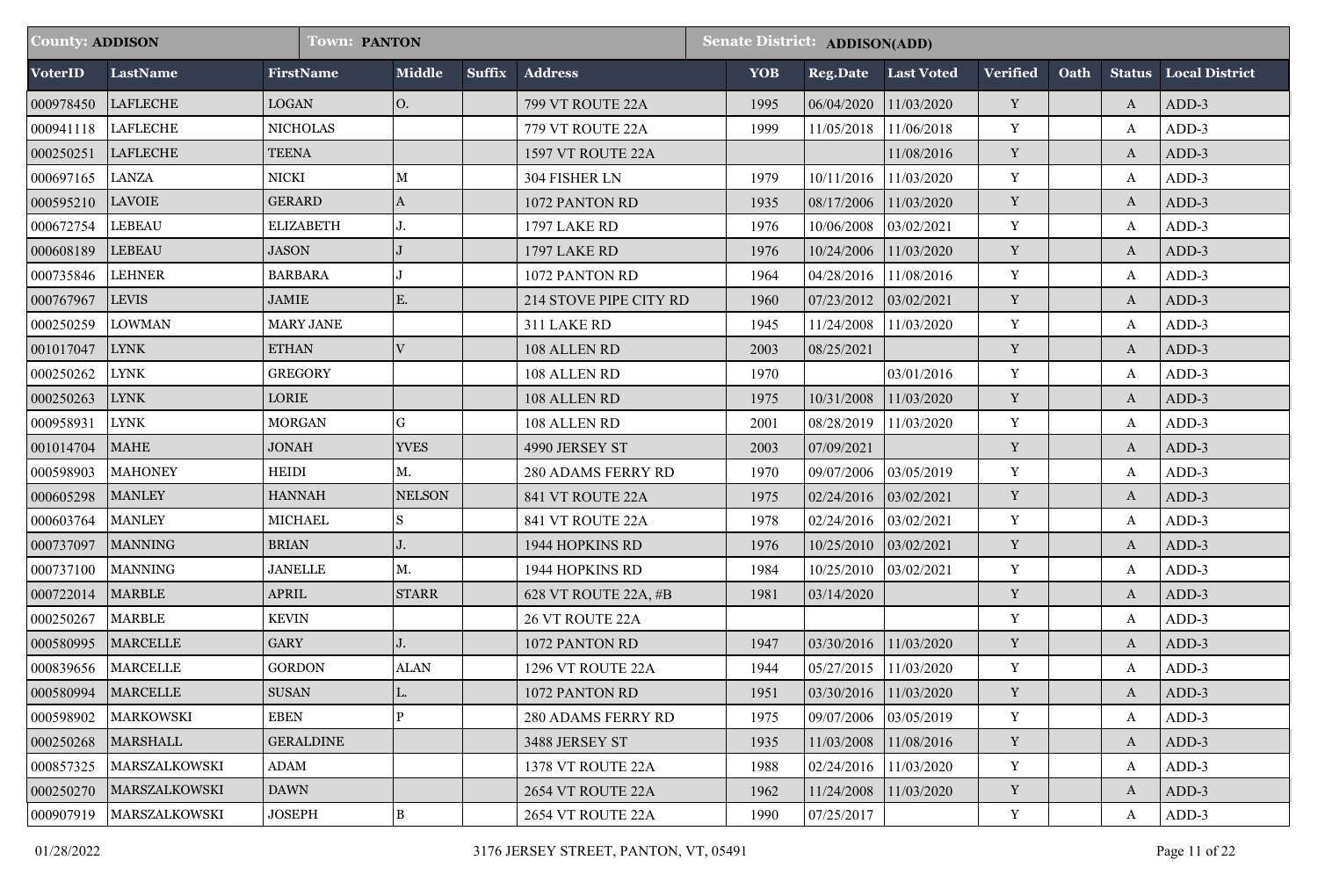| County: ADDISON | | Town: PANTON | | | | Senate District: ADDISON(ADD) | | | | | | |
|---|---|---|---|---|---|---|---|---|---|---|---|---|
| VoterID | LastName | FirstName | Middle | Suffix | Address | YOB | Reg.Date | Last Voted | Verified | Oath | Status | Local District |
| 000978450 | LAFLECHE | LOGAN | O. | | 799 VT ROUTE 22A | 1995 | 06/04/2020 | 11/03/2020 | Y | | A | ADD-3 |
| 000941118 | LAFLECHE | NICHOLAS | | | 779 VT ROUTE 22A | 1999 | 11/05/2018 | 11/06/2018 | Y | | A | ADD-3 |
| 000250251 | LAFLECHE | TEENA | | | 1597 VT ROUTE 22A | | | 11/08/2016 | Y | | A | ADD-3 |
| 000697165 | LANZA | NICKI | M | | 304 FISHER LN | 1979 | 10/11/2016 | 11/03/2020 | Y | | A | ADD-3 |
| 000595210 | LAVOIE | GERARD | A | | 1072 PANTON RD | 1935 | 08/17/2006 | 11/03/2020 | Y | | A | ADD-3 |
| 000672754 | LEBEAU | ELIZABETH | J. | | 1797 LAKE RD | 1976 | 10/06/2008 | 03/02/2021 | Y | | A | ADD-3 |
| 000608189 | LEBEAU | JASON | J | | 1797 LAKE RD | 1976 | 10/24/2006 | 11/03/2020 | Y | | A | ADD-3 |
| 000735846 | LEHNER | BARBARA | J | | 1072 PANTON RD | 1964 | 04/28/2016 | 11/08/2016 | Y | | A | ADD-3 |
| 000767967 | LEVIS | JAMIE | E. | | 214 STOVE PIPE CITY RD | 1960 | 07/23/2012 | 03/02/2021 | Y | | A | ADD-3 |
| 000250259 | LOWMAN | MARY JANE | | | 311 LAKE RD | 1945 | 11/24/2008 | 11/03/2020 | Y | | A | ADD-3 |
| 001017047 | LYNK | ETHAN | V | | 108 ALLEN RD | 2003 | 08/25/2021 | | Y | | A | ADD-3 |
| 000250262 | LYNK | GREGORY | | | 108 ALLEN RD | 1970 | | 03/01/2016 | Y | | A | ADD-3 |
| 000250263 | LYNK | LORIE | | | 108 ALLEN RD | 1975 | 10/31/2008 | 11/03/2020 | Y | | A | ADD-3 |
| 000958931 | LYNK | MORGAN | G | | 108 ALLEN RD | 2001 | 08/28/2019 | 11/03/2020 | Y | | A | ADD-3 |
| 001014704 | MAHE | JONAH | YVES | | 4990 JERSEY ST | 2003 | 07/09/2021 | | Y | | A | ADD-3 |
| 000598903 | MAHONEY | HEIDI | M. | | 280 ADAMS FERRY RD | 1970 | 09/07/2006 | 03/05/2019 | Y | | A | ADD-3 |
| 000605298 | MANLEY | HANNAH | NELSON | | 841 VT ROUTE 22A | 1975 | 02/24/2016 | 03/02/2021 | Y | | A | ADD-3 |
| 000603764 | MANLEY | MICHAEL | S | | 841 VT ROUTE 22A | 1978 | 02/24/2016 | 03/02/2021 | Y | | A | ADD-3 |
| 000737097 | MANNING | BRIAN | J. | | 1944 HOPKINS RD | 1976 | 10/25/2010 | 03/02/2021 | Y | | A | ADD-3 |
| 000737100 | MANNING | JANELLE | M. | | 1944 HOPKINS RD | 1984 | 10/25/2010 | 03/02/2021 | Y | | A | ADD-3 |
| 000722014 | MARBLE | APRIL | STARR | | 628 VT ROUTE 22A, #B | 1981 | 03/14/2020 | | Y | | A | ADD-3 |
| 000250267 | MARBLE | KEVIN | | | 26 VT ROUTE 22A | | | | Y | | A | ADD-3 |
| 000580995 | MARCELLE | GARY | J. | | 1072 PANTON RD | 1947 | 03/30/2016 | 11/03/2020 | Y | | A | ADD-3 |
| 000839656 | MARCELLE | GORDON | ALAN | | 1296 VT ROUTE 22A | 1944 | 05/27/2015 | 11/03/2020 | Y | | A | ADD-3 |
| 000580994 | MARCELLE | SUSAN | L. | | 1072 PANTON RD | 1951 | 03/30/2016 | 11/03/2020 | Y | | A | ADD-3 |
| 000598902 | MARKOWSKI | EBEN | P | | 280 ADAMS FERRY RD | 1975 | 09/07/2006 | 03/05/2019 | Y | | A | ADD-3 |
| 000250268 | MARSHALL | GERALDINE | | | 3488 JERSEY ST | 1935 | 11/03/2008 | 11/08/2016 | Y | | A | ADD-3 |
| 000857325 | MARSZALKOWSKI | ADAM | | | 1378 VT ROUTE 22A | 1988 | 02/24/2016 | 11/03/2020 | Y | | A | ADD-3 |
| 000250270 | MARSZALKOWSKI | DAWN | | | 2654 VT ROUTE 22A | 1962 | 11/24/2008 | 11/03/2020 | Y | | A | ADD-3 |
| 000907919 | MARSZALKOWSKI | JOSEPH | B | | 2654 VT ROUTE 22A | 1990 | 07/25/2017 | | Y | | A | ADD-3 |

01/28/2022 3176 JERSEY STREET, PANTON, VT, 05491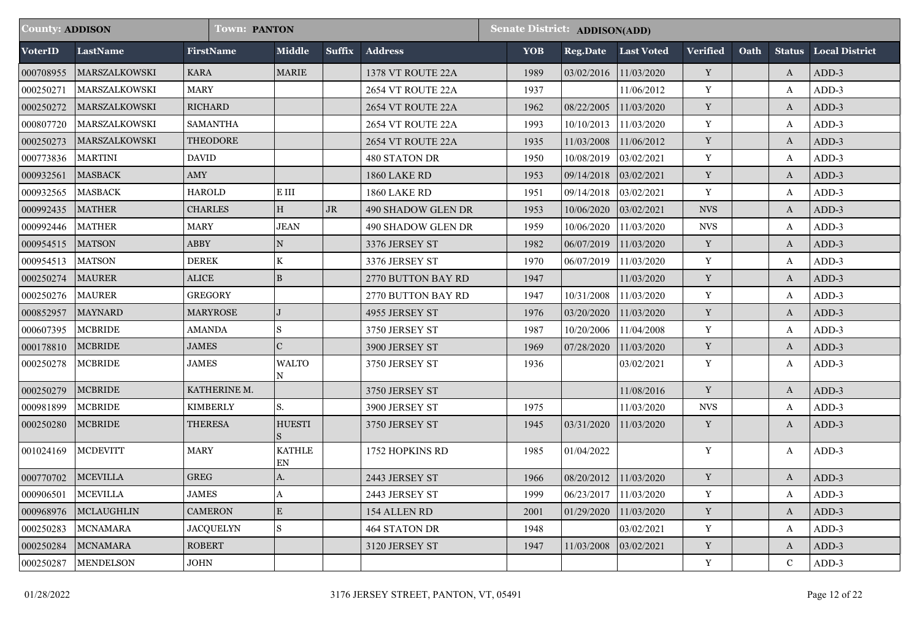| County: ADDISON | | Town: PANTON | | | | Senate District: ADDISON(ADD) | | | | | | |
|---|---|---|---|---|---|---|---|---|---|---|---|---|
| VoterID | LastName | FirstName | Middle | Suffix | Address | YOB | Reg.Date | Last Voted | Verified | Oath | Status | Local District |
| 000708955 | MARSZALKOWSKI | KARA | MARIE | | 1378 VT ROUTE 22A | 1989 | 03/02/2016 | 11/03/2020 | Y | | A | ADD-3 |
| 000250271 | MARSZALKOWSKI | MARY | | | 2654 VT ROUTE 22A | 1937 | | 11/06/2012 | Y | | A | ADD-3 |
| 000250272 | MARSZALKOWSKI | RICHARD | | | 2654 VT ROUTE 22A | 1962 | 08/22/2005 | 11/03/2020 | Y | | A | ADD-3 |
| 000807720 | MARSZALKOWSKI | SAMANTHA | | | 2654 VT ROUTE 22A | 1993 | 10/10/2013 | 11/03/2020 | Y | | A | ADD-3 |
| 000250273 | MARSZALKOWSKI | THEODORE | | | 2654 VT ROUTE 22A | 1935 | 11/03/2008 | 11/06/2012 | Y | | A | ADD-3 |
| 000773836 | MARTINI | DAVID | | | 480 STATON DR | 1950 | 10/08/2019 | 03/02/2021 | Y | | A | ADD-3 |
| 000932561 | MASBACK | AMY | | | 1860 LAKE RD | 1953 | 09/14/2018 | 03/02/2021 | Y | | A | ADD-3 |
| 000932565 | MASBACK | HAROLD | E III | | 1860 LAKE RD | 1951 | 09/14/2018 | 03/02/2021 | Y | | A | ADD-3 |
| 000992435 | MATHER | CHARLES | H | JR | 490 SHADOW GLEN DR | 1953 | 10/06/2020 | 03/02/2021 | NVS | | A | ADD-3 |
| 000992446 | MATHER | MARY | JEAN | | 490 SHADOW GLEN DR | 1959 | 10/06/2020 | 11/03/2020 | NVS | | A | ADD-3 |
| 000954515 | MATSON | ABBY | N | | 3376 JERSEY ST | 1982 | 06/07/2019 | 11/03/2020 | Y | | A | ADD-3 |
| 000954513 | MATSON | DEREK | K | | 3376 JERSEY ST | 1970 | 06/07/2019 | 11/03/2020 | Y | | A | ADD-3 |
| 000250274 | MAURER | ALICE | B | | 2770 BUTTON BAY RD | 1947 | | 11/03/2020 | Y | | A | ADD-3 |
| 000250276 | MAURER | GREGORY | | | 2770 BUTTON BAY RD | 1947 | 10/31/2008 | 11/03/2020 | Y | | A | ADD-3 |
| 000852957 | MAYNARD | MARYROSE | J | | 4955 JERSEY ST | 1976 | 03/20/2020 | 11/03/2020 | Y | | A | ADD-3 |
| 000607395 | MCBRIDE | AMANDA | S | | 3750 JERSEY ST | 1987 | 10/20/2006 | 11/04/2008 | Y | | A | ADD-3 |
| 000178810 | MCBRIDE | JAMES | C | | 3900 JERSEY ST | 1969 | 07/28/2020 | 11/03/2020 | Y | | A | ADD-3 |
| 000250278 | MCBRIDE | JAMES | WALTON | | 3750 JERSEY ST | 1936 | | 03/02/2021 | Y | | A | ADD-3 |
| 000250279 | MCBRIDE | KATHERINE M. | | | 3750 JERSEY ST | | | 11/08/2016 | Y | | A | ADD-3 |
| 000981899 | MCBRIDE | KIMBERLY | S. | | 3900 JERSEY ST | 1975 | | 11/03/2020 | NVS | | A | ADD-3 |
| 000250280 | MCBRIDE | THERESA | HUESTIS | | 3750 JERSEY ST | 1945 | 03/31/2020 | 11/03/2020 | Y | | A | ADD-3 |
| 001024169 | MCDEVITT | MARY | KATHLEEN | | 1752 HOPKINS RD | 1985 | 01/04/2022 | | Y | | A | ADD-3 |
| 000770702 | MCEVILLA | GREG | A. | | 2443 JERSEY ST | 1966 | 08/20/2012 | 11/03/2020 | Y | | A | ADD-3 |
| 000906501 | MCEVILLA | JAMES | A | | 2443 JERSEY ST | 1999 | 06/23/2017 | 11/03/2020 | Y | | A | ADD-3 |
| 000968976 | MCLAUGHLIN | CAMERON | E | | 154 ALLEN RD | 2001 | 01/29/2020 | 11/03/2020 | Y | | A | ADD-3 |
| 000250283 | MCNAMARA | JACQUELYN | S | | 464 STATON DR | 1948 | | 03/02/2021 | Y | | A | ADD-3 |
| 000250284 | MCNAMARA | ROBERT | | | 3120 JERSEY ST | 1947 | 11/03/2008 | 03/02/2021 | Y | | A | ADD-3 |
| 000250287 | MENDELSON | JOHN | | | | | | | Y | | C | ADD-3 |

01/28/2022 — 3176 JERSEY STREET, PANTON, VT, 05491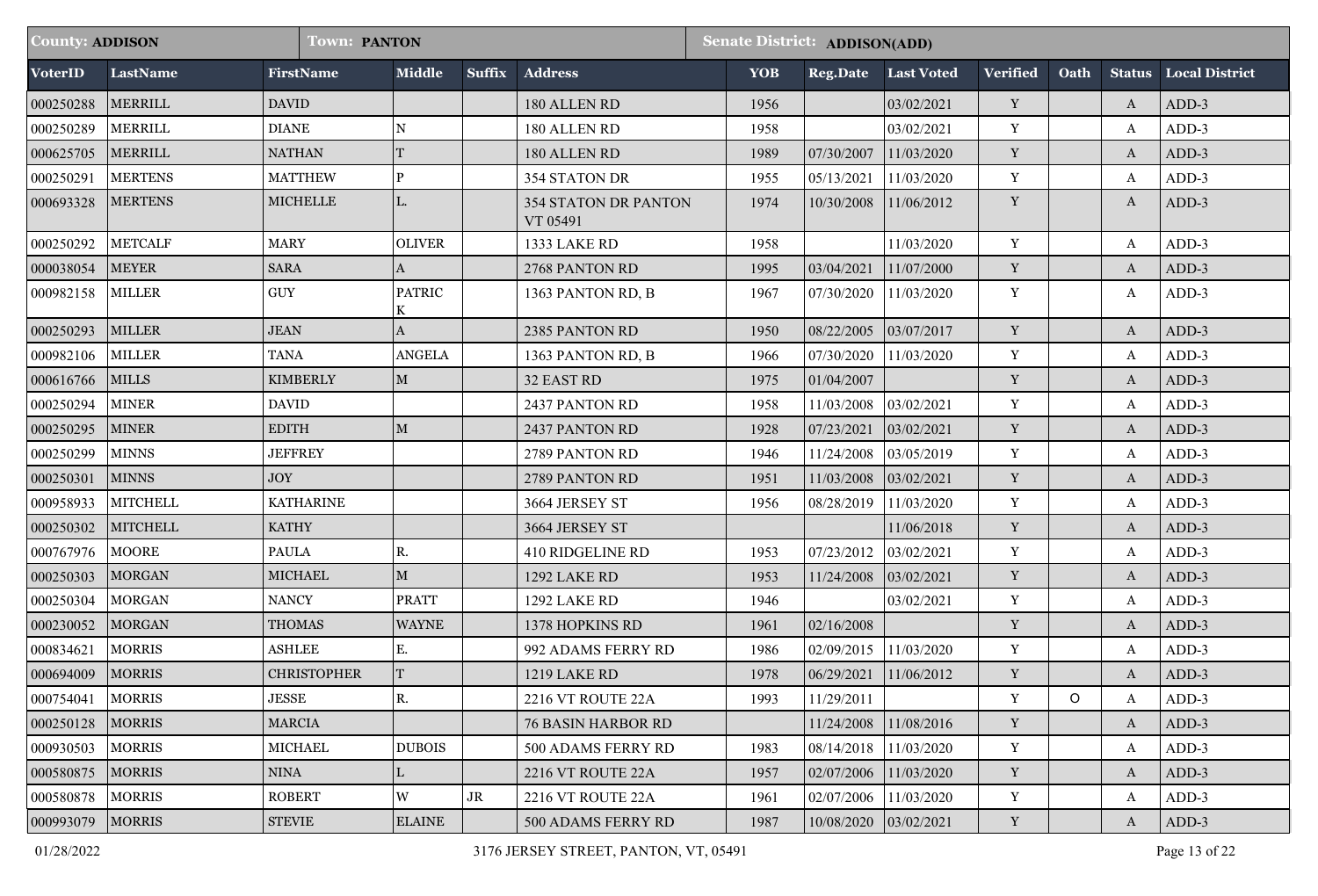| County: ADDISON | | Town: PANTON | | | | Senate District: ADDISON(ADD) | | | | | | |
|---|---|---|---|---|---|---|---|---|---|---|---|---|
| VoterID | LastName | FirstName | Middle | Suffix | Address | YOB | Reg.Date | Last Voted | Verified | Oath | Status | Local District |
| 000250288 | MERRILL | DAVID | | | 180 ALLEN RD | 1956 | | 03/02/2021 | Y | | A | ADD-3 |
| 000250289 | MERRILL | DIANE | N | | 180 ALLEN RD | 1958 | | 03/02/2021 | Y | | A | ADD-3 |
| 000625705 | MERRILL | NATHAN | T | | 180 ALLEN RD | 1989 | 07/30/2007 | 11/03/2020 | Y | | A | ADD-3 |
| 000250291 | MERTENS | MATTHEW | P | | 354 STATON DR | 1955 | 05/13/2021 | 11/03/2020 | Y | | A | ADD-3 |
| 000693328 | MERTENS | MICHELLE | L. | | 354 STATON DR PANTON VT 05491 | 1974 | 10/30/2008 | 11/06/2012 | Y | | A | ADD-3 |
| 000250292 | METCALF | MARY | OLIVER | | 1333 LAKE RD | 1958 | | 11/03/2020 | Y | | A | ADD-3 |
| 000038054 | MEYER | SARA | A | | 2768 PANTON RD | 1995 | 03/04/2021 | 11/07/2000 | Y | | A | ADD-3 |
| 000982158 | MILLER | GUY | PATRICK | | 1363 PANTON RD, B | 1967 | 07/30/2020 | 11/03/2020 | Y | | A | ADD-3 |
| 000250293 | MILLER | JEAN | A | | 2385 PANTON RD | 1950 | 08/22/2005 | 03/07/2017 | Y | | A | ADD-3 |
| 000982106 | MILLER | TANA | ANGELA | | 1363 PANTON RD, B | 1966 | 07/30/2020 | 11/03/2020 | Y | | A | ADD-3 |
| 000616766 | MILLS | KIMBERLY | M | | 32 EAST RD | 1975 | 01/04/2007 | | Y | | A | ADD-3 |
| 000250294 | MINER | DAVID | | | 2437 PANTON RD | 1958 | 11/03/2008 | 03/02/2021 | Y | | A | ADD-3 |
| 000250295 | MINER | EDITH | M | | 2437 PANTON RD | 1928 | 07/23/2021 | 03/02/2021 | Y | | A | ADD-3 |
| 000250299 | MINNS | JEFFREY | | | 2789 PANTON RD | 1946 | 11/24/2008 | 03/05/2019 | Y | | A | ADD-3 |
| 000250301 | MINNS | JOY | | | 2789 PANTON RD | 1951 | 11/03/2008 | 03/02/2021 | Y | | A | ADD-3 |
| 000958933 | MITCHELL | KATHARINE | | | 3664 JERSEY ST | 1956 | 08/28/2019 | 11/03/2020 | Y | | A | ADD-3 |
| 000250302 | MITCHELL | KATHY | | | 3664 JERSEY ST | | | 11/06/2018 | Y | | A | ADD-3 |
| 000767976 | MOORE | PAULA | R. | | 410 RIDGELINE RD | 1953 | 07/23/2012 | 03/02/2021 | Y | | A | ADD-3 |
| 000250303 | MORGAN | MICHAEL | M | | 1292 LAKE RD | 1953 | 11/24/2008 | 03/02/2021 | Y | | A | ADD-3 |
| 000250304 | MORGAN | NANCY | PRATT | | 1292 LAKE RD | 1946 | | 03/02/2021 | Y | | A | ADD-3 |
| 000230052 | MORGAN | THOMAS | WAYNE | | 1378 HOPKINS RD | 1961 | 02/16/2008 | | Y | | A | ADD-3 |
| 000834621 | MORRIS | ASHLEE | E. | | 992 ADAMS FERRY RD | 1986 | 02/09/2015 | 11/03/2020 | Y | | A | ADD-3 |
| 000694009 | MORRIS | CHRISTOPHER | T | | 1219 LAKE RD | 1978 | 06/29/2021 | 11/06/2012 | Y | | A | ADD-3 |
| 000754041 | MORRIS | JESSE | R. | | 2216 VT ROUTE 22A | 1993 | 11/29/2011 | | Y | O | A | ADD-3 |
| 000250128 | MORRIS | MARCIA | | | 76 BASIN HARBOR RD | | 11/24/2008 | 11/08/2016 | Y | | A | ADD-3 |
| 000930503 | MORRIS | MICHAEL | DUBOIS | | 500 ADAMS FERRY RD | 1983 | 08/14/2018 | 11/03/2020 | Y | | A | ADD-3 |
| 000580875 | MORRIS | NINA | L | | 2216 VT ROUTE 22A | 1957 | 02/07/2006 | 11/03/2020 | Y | | A | ADD-3 |
| 000580878 | MORRIS | ROBERT | W | JR | 2216 VT ROUTE 22A | 1961 | 02/07/2006 | 11/03/2020 | Y | | A | ADD-3 |
| 000993079 | MORRIS | STEVIE | ELAINE | | 500 ADAMS FERRY RD | 1987 | 10/08/2020 | 03/02/2021 | Y | | A | ADD-3 |

01/28/2022 3176 JERSEY STREET, PANTON, VT, 05491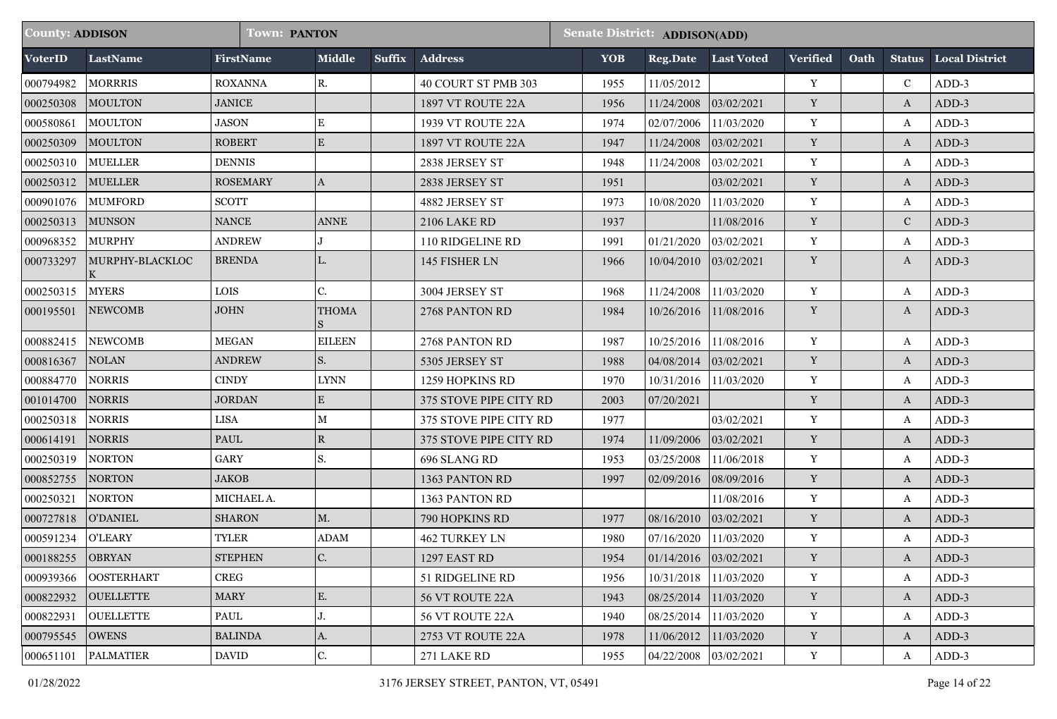| County: ADDISON | | | Town: PANTON | | | | Senate District: ADDISON(ADD) | | | | | |
|---|---|---|---|---|---|---|---|---|---|---|---|---|
| **VoterID** | **LastName** | **FirstName** | **Middle** | **Suffix** | **Address** | **YOB** | **Reg.Date** | **Last Voted** | **Verified** | **Oath** | **Status** | **Local District** |
| 000794982 | MORRRIS | ROXANNA | R. | | 40 COURT ST PMB 303 | 1955 | 11/05/2012 | | Y | | C | ADD-3 |
| 000250308 | MOULTON | JANICE | | | 1897 VT ROUTE 22A | 1956 | 11/24/2008 | 03/02/2021 | Y | | A | ADD-3 |
| 000580861 | MOULTON | JASON | E | | 1939 VT ROUTE 22A | 1974 | 02/07/2006 | 11/03/2020 | Y | | A | ADD-3 |
| 000250309 | MOULTON | ROBERT | E | | 1897 VT ROUTE 22A | 1947 | 11/24/2008 | 03/02/2021 | Y | | A | ADD-3 |
| 000250310 | MUELLER | DENNIS | | | 2838 JERSEY ST | 1948 | 11/24/2008 | 03/02/2021 | Y | | A | ADD-3 |
| 000250312 | MUELLER | ROSEMARY | A | | 2838 JERSEY ST | 1951 | | 03/02/2021 | Y | | A | ADD-3 |
| 000901076 | MUMFORD | SCOTT | | | 4882 JERSEY ST | 1973 | 10/08/2020 | 11/03/2020 | Y | | A | ADD-3 |
| 000250313 | MUNSON | NANCE | ANNE | | 2106 LAKE RD | 1937 | | 11/08/2016 | Y | | C | ADD-3 |
| 000968352 | MURPHY | ANDREW | J | | 110 RIDGELINE RD | 1991 | 01/21/2020 | 03/02/2021 | Y | | A | ADD-3 |
| 000733297 | MURPHY-BLACKLOCK | BRENDA | L. | | 145 FISHER LN | 1966 | 10/04/2010 | 03/02/2021 | Y | | A | ADD-3 |
| 000250315 | MYERS | LOIS | C. | | 3004 JERSEY ST | 1968 | 11/24/2008 | 11/03/2020 | Y | | A | ADD-3 |
| 000195501 | NEWCOMB | JOHN | THOMAS | | 2768 PANTON RD | 1984 | 10/26/2016 | 11/08/2016 | Y | | A | ADD-3 |
| 000882415 | NEWCOMB | MEGAN | EILEEN | | 2768 PANTON RD | 1987 | 10/25/2016 | 11/08/2016 | Y | | A | ADD-3 |
| 000816367 | NOLAN | ANDREW | S. | | 5305 JERSEY ST | 1988 | 04/08/2014 | 03/02/2021 | Y | | A | ADD-3 |
| 000884770 | NORRIS | CINDY | LYNN | | 1259 HOPKINS RD | 1970 | 10/31/2016 | 11/03/2020 | Y | | A | ADD-3 |
| 001014700 | NORRIS | JORDAN | E | | 375 STOVE PIPE CITY RD | 2003 | 07/20/2021 | | Y | | A | ADD-3 |
| 000250318 | NORRIS | LISA | M | | 375 STOVE PIPE CITY RD | 1977 | | 03/02/2021 | Y | | A | ADD-3 |
| 000614191 | NORRIS | PAUL | R | | 375 STOVE PIPE CITY RD | 1974 | 11/09/2006 | 03/02/2021 | Y | | A | ADD-3 |
| 000250319 | NORTON | GARY | S. | | 696 SLANG RD | 1953 | 03/25/2008 | 11/06/2018 | Y | | A | ADD-3 |
| 000852755 | NORTON | JAKOB | | | 1363 PANTON RD | 1997 | 02/09/2016 | 08/09/2016 | Y | | A | ADD-3 |
| 000250321 | NORTON | MICHAEL A. | | | 1363 PANTON RD | | | 11/08/2016 | Y | | A | ADD-3 |
| 000727818 | O'DANIEL | SHARON | M. | | 790 HOPKINS RD | 1977 | 08/16/2010 | 03/02/2021 | Y | | A | ADD-3 |
| 000591234 | O'LEARY | TYLER | ADAM | | 462 TURKEY LN | 1980 | 07/16/2020 | 11/03/2020 | Y | | A | ADD-3 |
| 000188255 | OBRYAN | STEPHEN | C. | | 1297 EAST RD | 1954 | 01/14/2016 | 03/02/2021 | Y | | A | ADD-3 |
| 000939366 | OOSTERHART | CREG | | | 51 RIDGELINE RD | 1956 | 10/31/2018 | 11/03/2020 | Y | | A | ADD-3 |
| 000822932 | OUELLETTE | MARY | E. | | 56 VT ROUTE 22A | 1943 | 08/25/2014 | 11/03/2020 | Y | | A | ADD-3 |
| 000822931 | OUELLETTE | PAUL | J. | | 56 VT ROUTE 22A | 1940 | 08/25/2014 | 11/03/2020 | Y | | A | ADD-3 |
| 000795545 | OWENS | BALINDA | A. | | 2753 VT ROUTE 22A | 1978 | 11/06/2012 | 11/03/2020 | Y | | A | ADD-3 |
| 000651101 | PALMATIER | DAVID | C. | | 271 LAKE RD | 1955 | 04/22/2008 | 03/02/2021 | Y | | A | ADD-3 |

01/28/2022 — 3176 JERSEY STREET, PANTON, VT, 05491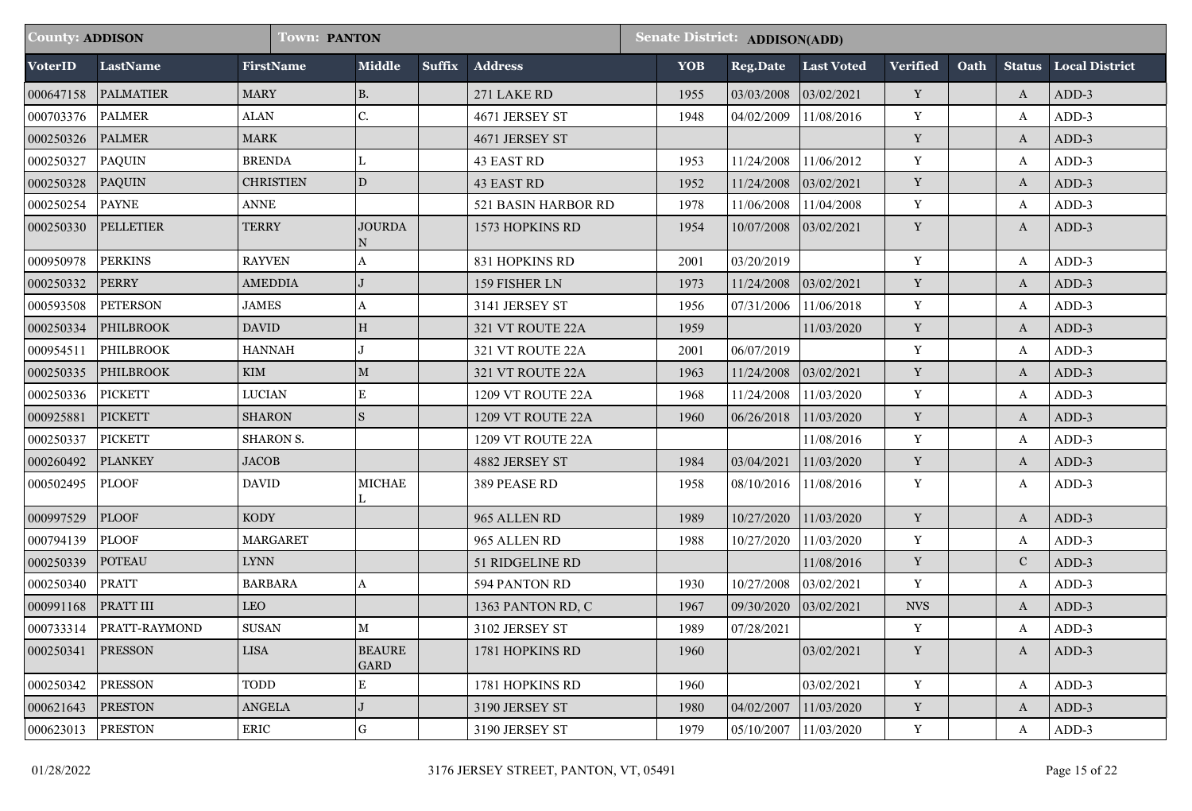| County: ADDISON | | Town: PANTON | | | | Senate District: ADDISON(ADD) | | | | | | |
|---|---|---|---|---|---|---|---|---|---|---|---|---|
| VoterID | LastName | FirstName | Middle | Suffix | Address | YOB | Reg.Date | Last Voted | Verified | Oath | Status | Local District |
| 000647158 | PALMATIER | MARY | B. | | 271 LAKE RD | 1955 | 03/03/2008 | 03/02/2021 | Y | | A | ADD-3 |
| 000703376 | PALMER | ALAN | C. | | 4671 JERSEY ST | 1948 | 04/02/2009 | 11/08/2016 | Y | | A | ADD-3 |
| 000250326 | PALMER | MARK | | | 4671 JERSEY ST | | | | Y | | A | ADD-3 |
| 000250327 | PAQUIN | BRENDA | L | | 43 EAST RD | 1953 | 11/24/2008 | 11/06/2012 | Y | | A | ADD-3 |
| 000250328 | PAQUIN | CHRISTIEN | D | | 43 EAST RD | 1952 | 11/24/2008 | 03/02/2021 | Y | | A | ADD-3 |
| 000250254 | PAYNE | ANNE | | | 521 BASIN HARBOR RD | 1978 | 11/06/2008 | 11/04/2008 | Y | | A | ADD-3 |
| 000250330 | PELLETIER | TERRY | JOURDAN | | 1573 HOPKINS RD | 1954 | 10/07/2008 | 03/02/2021 | Y | | A | ADD-3 |
| 000950978 | PERKINS | RAYVEN | A | | 831 HOPKINS RD | 2001 | 03/20/2019 | | Y | | A | ADD-3 |
| 000250332 | PERRY | AMEDDIA | J | | 159 FISHER LN | 1973 | 11/24/2008 | 03/02/2021 | Y | | A | ADD-3 |
| 000593508 | PETERSON | JAMES | A | | 3141 JERSEY ST | 1956 | 07/31/2006 | 11/06/2018 | Y | | A | ADD-3 |
| 000250334 | PHILBROOK | DAVID | H | | 321 VT ROUTE 22A | 1959 | | 11/03/2020 | Y | | A | ADD-3 |
| 000954511 | PHILBROOK | HANNAH | J | | 321 VT ROUTE 22A | 2001 | 06/07/2019 | | Y | | A | ADD-3 |
| 000250335 | PHILBROOK | KIM | M | | 321 VT ROUTE 22A | 1963 | 11/24/2008 | 03/02/2021 | Y | | A | ADD-3 |
| 000250336 | PICKETT | LUCIAN | E | | 1209 VT ROUTE 22A | 1968 | 11/24/2008 | 11/03/2020 | Y | | A | ADD-3 |
| 000925881 | PICKETT | SHARON | S | | 1209 VT ROUTE 22A | 1960 | 06/26/2018 | 11/03/2020 | Y | | A | ADD-3 |
| 000250337 | PICKETT | SHARON S. | | | 1209 VT ROUTE 22A | | | 11/08/2016 | Y | | A | ADD-3 |
| 000260492 | PLANKEY | JACOB | | | 4882 JERSEY ST | 1984 | 03/04/2021 | 11/03/2020 | Y | | A | ADD-3 |
| 000502495 | PLOOF | DAVID | MICHAEL | | 389 PEASE RD | 1958 | 08/10/2016 | 11/08/2016 | Y | | A | ADD-3 |
| 000997529 | PLOOF | KODY | | | 965 ALLEN RD | 1989 | 10/27/2020 | 11/03/2020 | Y | | A | ADD-3 |
| 000794139 | PLOOF | MARGARET | | | 965 ALLEN RD | 1988 | 10/27/2020 | 11/03/2020 | Y | | A | ADD-3 |
| 000250339 | POTEAU | LYNN | | | 51 RIDGELINE RD | | | 11/08/2016 | Y | | C | ADD-3 |
| 000250340 | PRATT | BARBARA | A | | 594 PANTON RD | 1930 | 10/27/2008 | 03/02/2021 | Y | | A | ADD-3 |
| 000991168 | PRATT III | LEO | | | 1363 PANTON RD, C | 1967 | 09/30/2020 | 03/02/2021 | NVS | | A | ADD-3 |
| 000733314 | PRATT-RAYMOND | SUSAN | M | | 3102 JERSEY ST | 1989 | 07/28/2021 | | Y | | A | ADD-3 |
| 000250341 | PRESSON | LISA | BEAUREGARD | | 1781 HOPKINS RD | 1960 | | 03/02/2021 | Y | | A | ADD-3 |
| 000250342 | PRESSON | TODD | E | | 1781 HOPKINS RD | 1960 | | 03/02/2021 | Y | | A | ADD-3 |
| 000621643 | PRESTON | ANGELA | J | | 3190 JERSEY ST | 1980 | 04/02/2007 | 11/03/2020 | Y | | A | ADD-3 |
| 000623013 | PRESTON | ERIC | G | | 3190 JERSEY ST | 1979 | 05/10/2007 | 11/03/2020 | Y | | A | ADD-3 |

01/28/2022 — 3176 JERSEY STREET, PANTON, VT, 05491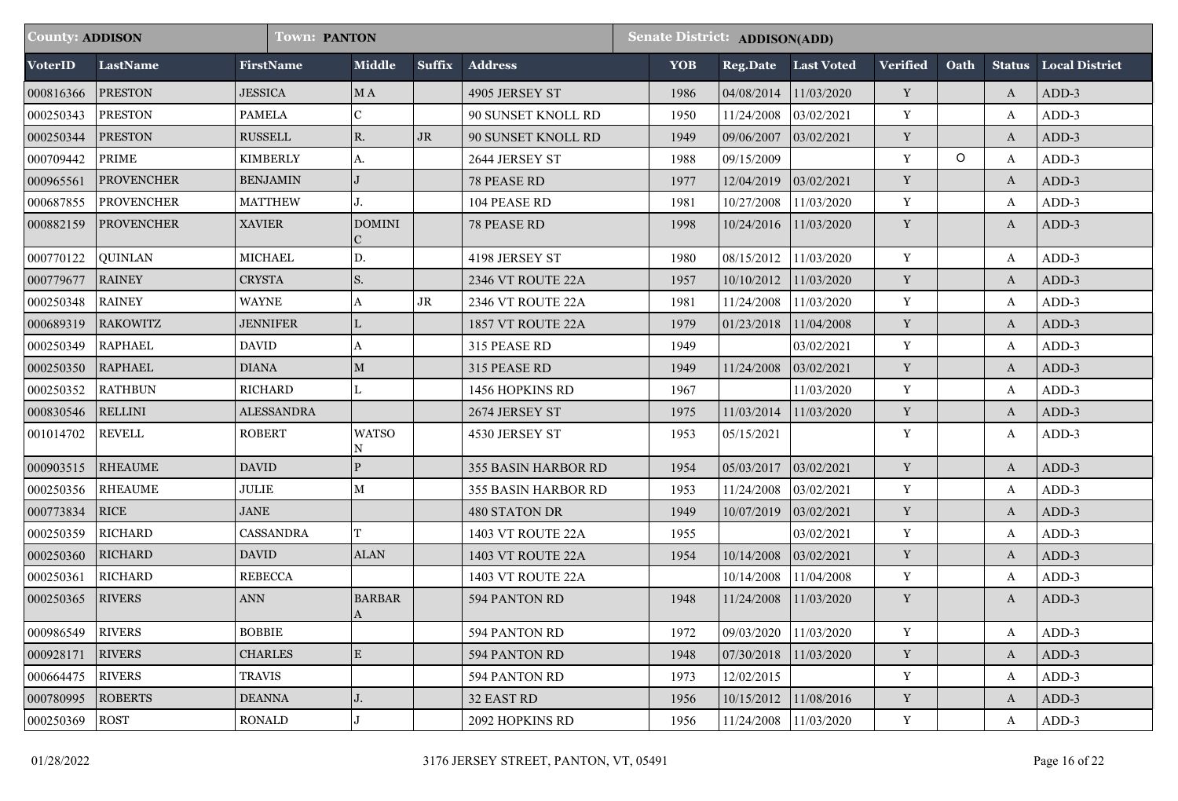| County: ADDISON | | Town: PANTON | | | | Senate District: ADDISON(ADD) | | | | | | |
|---|---|---|---|---|---|---|---|---|---|---|---|---|
| VoterID | LastName | FirstName | Middle | Suffix | Address | YOB | Reg.Date | Last Voted | Verified | Oath | Status | Local District |
| 000816366 | PRESTON | JESSICA | M A | | 4905 JERSEY ST | 1986 | 04/08/2014 | 11/03/2020 | Y | | A | ADD-3 |
| 000250343 | PRESTON | PAMELA | C | | 90 SUNSET KNOLL RD | 1950 | 11/24/2008 | 03/02/2021 | Y | | A | ADD-3 |
| 000250344 | PRESTON | RUSSELL | R. | JR | 90 SUNSET KNOLL RD | 1949 | 09/06/2007 | 03/02/2021 | Y | | A | ADD-3 |
| 000709442 | PRIME | KIMBERLY | A. | | 2644 JERSEY ST | 1988 | 09/15/2009 | | Y | O | A | ADD-3 |
| 000965561 | PROVENCHER | BENJAMIN | J | | 78 PEASE RD | 1977 | 12/04/2019 | 03/02/2021 | Y | | A | ADD-3 |
| 000687855 | PROVENCHER | MATTHEW | J. | | 104 PEASE RD | 1981 | 10/27/2008 | 11/03/2020 | Y | | A | ADD-3 |
| 000882159 | PROVENCHER | XAVIER | DOMINIC | | 78 PEASE RD | 1998 | 10/24/2016 | 11/03/2020 | Y | | A | ADD-3 |
| 000770122 | QUINLAN | MICHAEL | D. | | 4198 JERSEY ST | 1980 | 08/15/2012 | 11/03/2020 | Y | | A | ADD-3 |
| 000779677 | RAINEY | CRYSTA | S. | | 2346 VT ROUTE 22A | 1957 | 10/10/2012 | 11/03/2020 | Y | | A | ADD-3 |
| 000250348 | RAINEY | WAYNE | A | JR | 2346 VT ROUTE 22A | 1981 | 11/24/2008 | 11/03/2020 | Y | | A | ADD-3 |
| 000689319 | RAKOWITZ | JENNIFER | L | | 1857 VT ROUTE 22A | 1979 | 01/23/2018 | 11/04/2008 | Y | | A | ADD-3 |
| 000250349 | RAPHAEL | DAVID | A | | 315 PEASE RD | 1949 | | 03/02/2021 | Y | | A | ADD-3 |
| 000250350 | RAPHAEL | DIANA | M | | 315 PEASE RD | 1949 | 11/24/2008 | 03/02/2021 | Y | | A | ADD-3 |
| 000250352 | RATHBUN | RICHARD | L | | 1456 HOPKINS RD | 1967 | | 11/03/2020 | Y | | A | ADD-3 |
| 000830546 | RELLINI | ALESSANDRA | | | 2674 JERSEY ST | 1975 | 11/03/2014 | 11/03/2020 | Y | | A | ADD-3 |
| 001014702 | REVELL | ROBERT | WATSON | | 4530 JERSEY ST | 1953 | 05/15/2021 | | Y | | A | ADD-3 |
| 000903515 | RHEAUME | DAVID | P | | 355 BASIN HARBOR RD | 1954 | 05/03/2017 | 03/02/2021 | Y | | A | ADD-3 |
| 000250356 | RHEAUME | JULIE | M | | 355 BASIN HARBOR RD | 1953 | 11/24/2008 | 03/02/2021 | Y | | A | ADD-3 |
| 000773834 | RICE | JANE | | | 480 STATON DR | 1949 | 10/07/2019 | 03/02/2021 | Y | | A | ADD-3 |
| 000250359 | RICHARD | CASSANDRA | T | | 1403 VT ROUTE 22A | 1955 | | 03/02/2021 | Y | | A | ADD-3 |
| 000250360 | RICHARD | DAVID | ALAN | | 1403 VT ROUTE 22A | 1954 | 10/14/2008 | 03/02/2021 | Y | | A | ADD-3 |
| 000250361 | RICHARD | REBECCA | | | 1403 VT ROUTE 22A | | 10/14/2008 | 11/04/2008 | Y | | A | ADD-3 |
| 000250365 | RIVERS | ANN | BARBARA | | 594 PANTON RD | 1948 | 11/24/2008 | 11/03/2020 | Y | | A | ADD-3 |
| 000986549 | RIVERS | BOBBIE | | | 594 PANTON RD | 1972 | 09/03/2020 | 11/03/2020 | Y | | A | ADD-3 |
| 000928171 | RIVERS | CHARLES | E | | 594 PANTON RD | 1948 | 07/30/2018 | 11/03/2020 | Y | | A | ADD-3 |
| 000664475 | RIVERS | TRAVIS | | | 594 PANTON RD | 1973 | 12/02/2015 | | Y | | A | ADD-3 |
| 000780995 | ROBERTS | DEANNA | J. | | 32 EAST RD | 1956 | 10/15/2012 | 11/08/2016 | Y | | A | ADD-3 |
| 000250369 | ROST | RONALD | J | | 2092 HOPKINS RD | 1956 | 11/24/2008 | 11/03/2020 | Y | | A | ADD-3 |

01/28/2022 3176 JERSEY STREET, PANTON, VT, 05491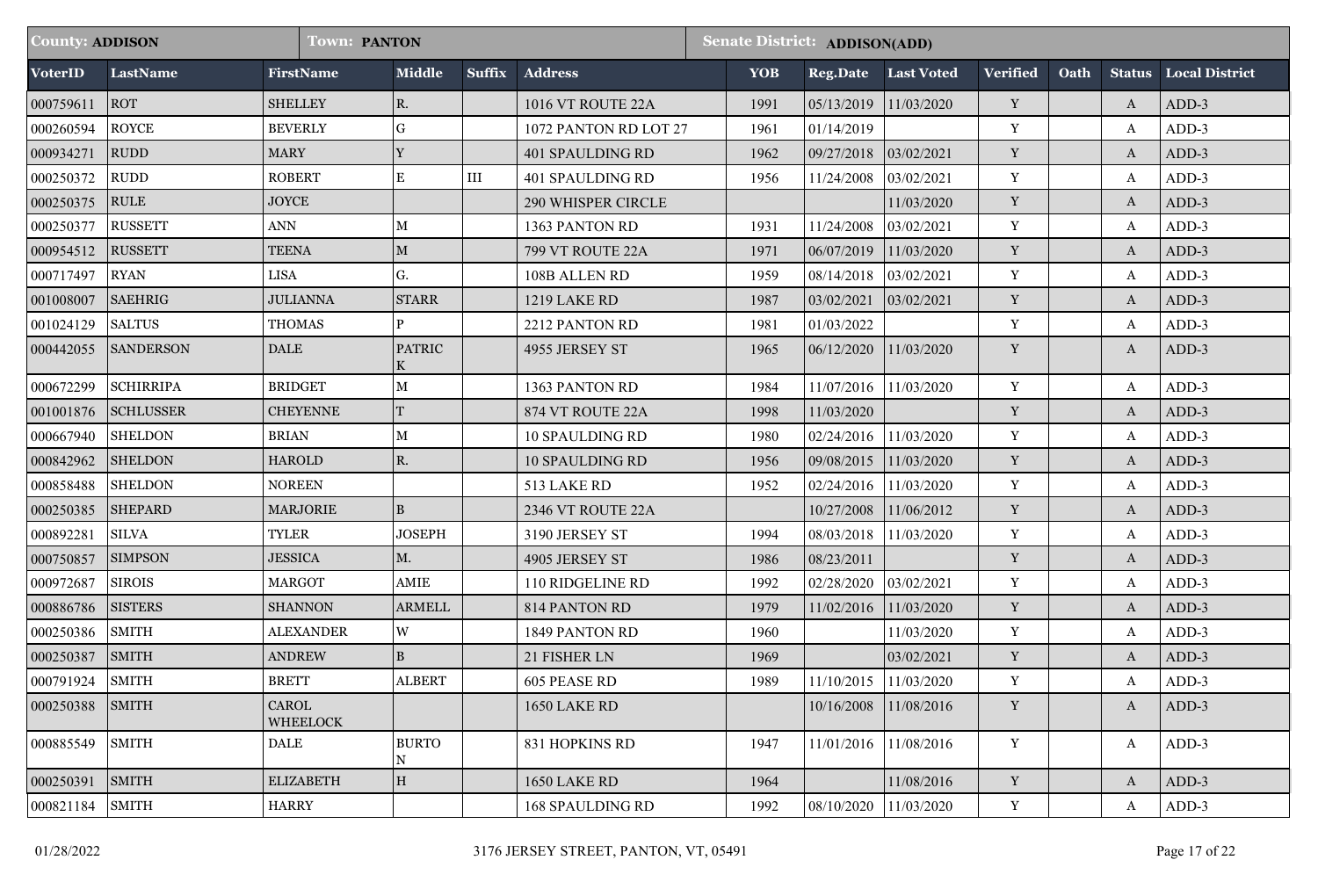| County: ADDISON | | Town: PANTON | | | | Senate District: ADDISON(ADD) | | | | | | |
|---|---|---|---|---|---|---|---|---|---|---|---|---|
| VoterID | LastName | FirstName | Middle | Suffix | Address | YOB | Reg.Date | Last Voted | Verified | Oath | Status | Local District |
| 000759611 | ROT | SHELLEY | R. | | 1016 VT ROUTE 22A | 1991 | 05/13/2019 | 11/03/2020 | Y | | A | ADD-3 |
| 000260594 | ROYCE | BEVERLY | G | | 1072 PANTON RD LOT 27 | 1961 | 01/14/2019 | | Y | | A | ADD-3 |
| 000934271 | RUDD | MARY | Y | | 401 SPAULDING RD | 1962 | 09/27/2018 | 03/02/2021 | Y | | A | ADD-3 |
| 000250372 | RUDD | ROBERT | E | III | 401 SPAULDING RD | 1956 | 11/24/2008 | 03/02/2021 | Y | | A | ADD-3 |
| 000250375 | RULE | JOYCE | | | 290 WHISPER CIRCLE | | | 11/03/2020 | Y | | A | ADD-3 |
| 000250377 | RUSSETT | ANN | M | | 1363 PANTON RD | 1931 | 11/24/2008 | 03/02/2021 | Y | | A | ADD-3 |
| 000954512 | RUSSETT | TEENA | M | | 799 VT ROUTE 22A | 1971 | 06/07/2019 | 11/03/2020 | Y | | A | ADD-3 |
| 000717497 | RYAN | LISA | G. | | 108B ALLEN RD | 1959 | 08/14/2018 | 03/02/2021 | Y | | A | ADD-3 |
| 001008007 | SAEHRIG | JULIANNA | STARR | | 1219 LAKE RD | 1987 | 03/02/2021 | 03/02/2021 | Y | | A | ADD-3 |
| 001024129 | SALTUS | THOMAS | P | | 2212 PANTON RD | 1981 | 01/03/2022 | | Y | | A | ADD-3 |
| 000442055 | SANDERSON | DALE | PATRICK | | 4955 JERSEY ST | 1965 | 06/12/2020 | 11/03/2020 | Y | | A | ADD-3 |
| 000672299 | SCHIRRIPA | BRIDGET | M | | 1363 PANTON RD | 1984 | 11/07/2016 | 11/03/2020 | Y | | A | ADD-3 |
| 001001876 | SCHLUSSER | CHEYENNE | T | | 874 VT ROUTE 22A | 1998 | 11/03/2020 | | Y | | A | ADD-3 |
| 000667940 | SHELDON | BRIAN | M | | 10 SPAULDING RD | 1980 | 02/24/2016 | 11/03/2020 | Y | | A | ADD-3 |
| 000842962 | SHELDON | HAROLD | R. | | 10 SPAULDING RD | 1956 | 09/08/2015 | 11/03/2020 | Y | | A | ADD-3 |
| 000858488 | SHELDON | NOREEN | | | 513 LAKE RD | 1952 | 02/24/2016 | 11/03/2020 | Y | | A | ADD-3 |
| 000250385 | SHEPARD | MARJORIE | B | | 2346 VT ROUTE 22A | | 10/27/2008 | 11/06/2012 | Y | | A | ADD-3 |
| 000892281 | SILVA | TYLER | JOSEPH | | 3190 JERSEY ST | 1994 | 08/03/2018 | 11/03/2020 | Y | | A | ADD-3 |
| 000750857 | SIMPSON | JESSICA | M. | | 4905 JERSEY ST | 1986 | 08/23/2011 | | Y | | A | ADD-3 |
| 000972687 | SIROIS | MARGOT | AMIE | | 110 RIDGELINE RD | 1992 | 02/28/2020 | 03/02/2021 | Y | | A | ADD-3 |
| 000886786 | SISTERS | SHANNON | ARMELL | | 814 PANTON RD | 1979 | 11/02/2016 | 11/03/2020 | Y | | A | ADD-3 |
| 000250386 | SMITH | ALEXANDER | W | | 1849 PANTON RD | 1960 | | 11/03/2020 | Y | | A | ADD-3 |
| 000250387 | SMITH | ANDREW | B | | 21 FISHER LN | 1969 | | 03/02/2021 | Y | | A | ADD-3 |
| 000791924 | SMITH | BRETT | ALBERT | | 605 PEASE RD | 1989 | 11/10/2015 | 11/03/2020 | Y | | A | ADD-3 |
| 000250388 | SMITH | CAROL WHEELOCK | | | 1650 LAKE RD | | 10/16/2008 | 11/08/2016 | Y | | A | ADD-3 |
| 000885549 | SMITH | DALE | BURTON | | 831 HOPKINS RD | 1947 | 11/01/2016 | 11/08/2016 | Y | | A | ADD-3 |
| 000250391 | SMITH | ELIZABETH | H | | 1650 LAKE RD | 1964 | | 11/08/2016 | Y | | A | ADD-3 |
| 000821184 | SMITH | HARRY | | | 168 SPAULDING RD | 1992 | 08/10/2020 | 11/03/2020 | Y | | A | ADD-3 |

01/28/2022 — 3176 JERSEY STREET, PANTON, VT, 05491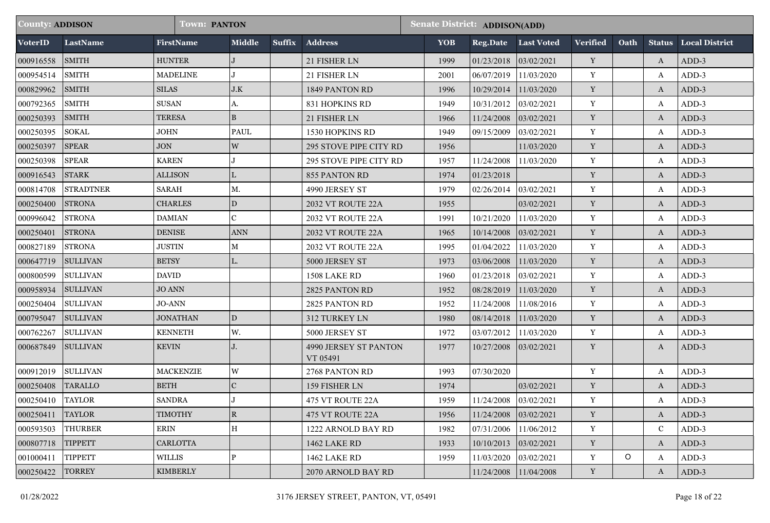| County: ADDISON | | Town: PANTON | | | | Senate District: ADDISON(ADD) | | | | | | |
|---|---|---|---|---|---|---|---|---|---|---|---|---|
| VoterID | LastName | FirstName | Middle | Suffix | Address | YOB | Reg.Date | Last Voted | Verified | Oath | Status | Local District |
| 000916558 | SMITH | HUNTER | J | | 21 FISHER LN | 1999 | 01/23/2018 | 03/02/2021 | Y | | A | ADD-3 |
| 000954514 | SMITH | MADELINE | J | | 21 FISHER LN | 2001 | 06/07/2019 | 11/03/2020 | Y | | A | ADD-3 |
| 000829962 | SMITH | SILAS | J.K | | 1849 PANTON RD | 1996 | 10/29/2014 | 11/03/2020 | Y | | A | ADD-3 |
| 000792365 | SMITH | SUSAN | A. | | 831 HOPKINS RD | 1949 | 10/31/2012 | 03/02/2021 | Y | | A | ADD-3 |
| 000250393 | SMITH | TERESA | B | | 21 FISHER LN | 1966 | 11/24/2008 | 03/02/2021 | Y | | A | ADD-3 |
| 000250395 | SOKAL | JOHN | PAUL | | 1530 HOPKINS RD | 1949 | 09/15/2009 | 03/02/2021 | Y | | A | ADD-3 |
| 000250397 | SPEAR | JON | W | | 295 STOVE PIPE CITY RD | 1956 | | 11/03/2020 | Y | | A | ADD-3 |
| 000250398 | SPEAR | KAREN | J | | 295 STOVE PIPE CITY RD | 1957 | 11/24/2008 | 11/03/2020 | Y | | A | ADD-3 |
| 000916543 | STARK | ALLISON | L | | 855 PANTON RD | 1974 | 01/23/2018 | | Y | | A | ADD-3 |
| 000814708 | STRADTNER | SARAH | M. | | 4990 JERSEY ST | 1979 | 02/26/2014 | 03/02/2021 | Y | | A | ADD-3 |
| 000250400 | STRONA | CHARLES | D | | 2032 VT ROUTE 22A | 1955 | | 03/02/2021 | Y | | A | ADD-3 |
| 000996042 | STRONA | DAMIAN | C | | 2032 VT ROUTE 22A | 1991 | 10/21/2020 | 11/03/2020 | Y | | A | ADD-3 |
| 000250401 | STRONA | DENISE | ANN | | 2032 VT ROUTE 22A | 1965 | 10/14/2008 | 03/02/2021 | Y | | A | ADD-3 |
| 000827189 | STRONA | JUSTIN | M | | 2032 VT ROUTE 22A | 1995 | 01/04/2022 | 11/03/2020 | Y | | A | ADD-3 |
| 000647719 | SULLIVAN | BETSY | L. | | 5000 JERSEY ST | 1973 | 03/06/2008 | 11/03/2020 | Y | | A | ADD-3 |
| 000800599 | SULLIVAN | DAVID | | | 1508 LAKE RD | 1960 | 01/23/2018 | 03/02/2021 | Y | | A | ADD-3 |
| 000958934 | SULLIVAN | JO ANN | | | 2825 PANTON RD | 1952 | 08/28/2019 | 11/03/2020 | Y | | A | ADD-3 |
| 000250404 | SULLIVAN | JO-ANN | | | 2825 PANTON RD | 1952 | 11/24/2008 | 11/08/2016 | Y | | A | ADD-3 |
| 000795047 | SULLIVAN | JONATHAN | D | | 312 TURKEY LN | 1980 | 08/14/2018 | 11/03/2020 | Y | | A | ADD-3 |
| 000762267 | SULLIVAN | KENNETH | W. | | 5000 JERSEY ST | 1972 | 03/07/2012 | 11/03/2020 | Y | | A | ADD-3 |
| 000687849 | SULLIVAN | KEVIN | J. | | 4990 JERSEY ST PANTON VT 05491 | 1977 | 10/27/2008 | 03/02/2021 | Y | | A | ADD-3 |
| 000912019 | SULLIVAN | MACKENZIE | W | | 2768 PANTON RD | 1993 | 07/30/2020 | | Y | | A | ADD-3 |
| 000250408 | TARALLO | BETH | C | | 159 FISHER LN | 1974 | | 03/02/2021 | Y | | A | ADD-3 |
| 000250410 | TAYLOR | SANDRA | J | | 475 VT ROUTE 22A | 1959 | 11/24/2008 | 03/02/2021 | Y | | A | ADD-3 |
| 000250411 | TAYLOR | TIMOTHY | R | | 475 VT ROUTE 22A | 1956 | 11/24/2008 | 03/02/2021 | Y | | A | ADD-3 |
| 000593503 | THURBER | ERIN | H | | 1222 ARNOLD BAY RD | 1982 | 07/31/2006 | 11/06/2012 | Y | | C | ADD-3 |
| 000807718 | TIPPETT | CARLOTTA | | | 1462 LAKE RD | 1933 | 10/10/2013 | 03/02/2021 | Y | | A | ADD-3 |
| 001000411 | TIPPETT | WILLIS | P | | 1462 LAKE RD | 1959 | 11/03/2020 | 03/02/2021 | Y | O | A | ADD-3 |
| 000250422 | TORREY | KIMBERLY | | | 2070 ARNOLD BAY RD | | 11/24/2008 | 11/04/2008 | Y | | A | ADD-3 |

01/28/2022 — 3176 JERSEY STREET, PANTON, VT, 05491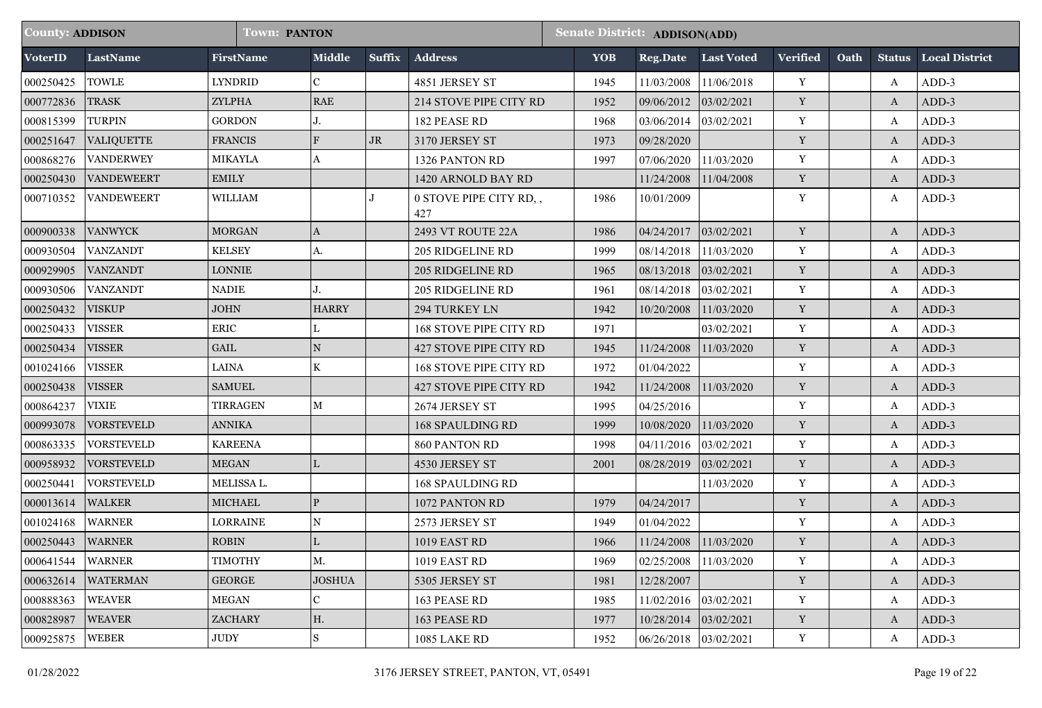| County: ADDISON | | Town: PANTON | | | | Senate District: ADDISON(ADD) | | | | | | |
|---|---|---|---|---|---|---|---|---|---|---|---|---|
| VoterID | LastName | FirstName | Middle | Suffix | Address | YOB | Reg.Date | Last Voted | Verified | Oath | Status | Local District |
| 000250425 | TOWLE | LYNDRID | C | | 4851 JERSEY ST | 1945 | 11/03/2008 | 11/06/2018 | Y | | A | ADD-3 |
| 000772836 | TRASK | ZYLPHA | RAE | | 214 STOVE PIPE CITY RD | 1952 | 09/06/2012 | 03/02/2021 | Y | | A | ADD-3 |
| 000815399 | TURPIN | GORDON | J. | | 182 PEASE RD | 1968 | 03/06/2014 | 03/02/2021 | Y | | A | ADD-3 |
| 000251647 | VALIQUETTE | FRANCIS | F | JR | 3170 JERSEY ST | 1973 | 09/28/2020 | | Y | | A | ADD-3 |
| 000868276 | VANDERWEY | MIKAYLA | A | | 1326 PANTON RD | 1997 | 07/06/2020 | 11/03/2020 | Y | | A | ADD-3 |
| 000250430 | VANDEWEERT | EMILY | | | 1420 ARNOLD BAY RD | | 11/24/2008 | 11/04/2008 | Y | | A | ADD-3 |
| 000710352 | VANDEWEERT | WILLIAM | | J | 0 STOVE PIPE CITY RD, , 427 | 1986 | 10/01/2009 | | Y | | A | ADD-3 |
| 000900338 | VANWYCK | MORGAN | A | | 2493 VT ROUTE 22A | 1986 | 04/24/2017 | 03/02/2021 | Y | | A | ADD-3 |
| 000930504 | VANZANDT | KELSEY | A. | | 205 RIDGELINE RD | 1999 | 08/14/2018 | 11/03/2020 | Y | | A | ADD-3 |
| 000929905 | VANZANDT | LONNIE | | | 205 RIDGELINE RD | 1965 | 08/13/2018 | 03/02/2021 | Y | | A | ADD-3 |
| 000930506 | VANZANDT | NADIE | J. | | 205 RIDGELINE RD | 1961 | 08/14/2018 | 03/02/2021 | Y | | A | ADD-3 |
| 000250432 | VISKUP | JOHN | HARRY | | 294 TURKEY LN | 1942 | 10/20/2008 | 11/03/2020 | Y | | A | ADD-3 |
| 000250433 | VISSER | ERIC | L | | 168 STOVE PIPE CITY RD | 1971 | | 03/02/2021 | Y | | A | ADD-3 |
| 000250434 | VISSER | GAIL | N | | 427 STOVE PIPE CITY RD | 1945 | 11/24/2008 | 11/03/2020 | Y | | A | ADD-3 |
| 001024166 | VISSER | LAINA | K | | 168 STOVE PIPE CITY RD | 1972 | 01/04/2022 | | Y | | A | ADD-3 |
| 000250438 | VISSER | SAMUEL | | | 427 STOVE PIPE CITY RD | 1942 | 11/24/2008 | 11/03/2020 | Y | | A | ADD-3 |
| 000864237 | VIXIE | TIRRAGEN | M | | 2674 JERSEY ST | 1995 | 04/25/2016 | | Y | | A | ADD-3 |
| 000993078 | VORSTEVELD | ANNIKA | | | 168 SPAULDING RD | 1999 | 10/08/2020 | 11/03/2020 | Y | | A | ADD-3 |
| 000863335 | VORSTEVELD | KAREENA | | | 860 PANTON RD | 1998 | 04/11/2016 | 03/02/2021 | Y | | A | ADD-3 |
| 000958932 | VORSTEVELD | MEGAN | L | | 4530 JERSEY ST | 2001 | 08/28/2019 | 03/02/2021 | Y | | A | ADD-3 |
| 000250441 | VORSTEVELD | MELISSA L. | | | 168 SPAULDING RD | | | 11/03/2020 | Y | | A | ADD-3 |
| 000013614 | WALKER | MICHAEL | P | | 1072 PANTON RD | 1979 | 04/24/2017 | | Y | | A | ADD-3 |
| 001024168 | WARNER | LORRAINE | N | | 2573 JERSEY ST | 1949 | 01/04/2022 | | Y | | A | ADD-3 |
| 000250443 | WARNER | ROBIN | L | | 1019 EAST RD | 1966 | 11/24/2008 | 11/03/2020 | Y | | A | ADD-3 |
| 000641544 | WARNER | TIMOTHY | M. | | 1019 EAST RD | 1969 | 02/25/2008 | 11/03/2020 | Y | | A | ADD-3 |
| 000632614 | WATERMAN | GEORGE | JOSHUA | | 5305 JERSEY ST | 1981 | 12/28/2007 | | Y | | A | ADD-3 |
| 000888363 | WEAVER | MEGAN | C | | 163 PEASE RD | 1985 | 11/02/2016 | 03/02/2021 | Y | | A | ADD-3 |
| 000828987 | WEAVER | ZACHARY | H. | | 163 PEASE RD | 1977 | 10/28/2014 | 03/02/2021 | Y | | A | ADD-3 |
| 000925875 | WEBER | JUDY | S | | 1085 LAKE RD | 1952 | 06/26/2018 | 03/02/2021 | Y | | A | ADD-3 |

01/28/2022 3176 JERSEY STREET, PANTON, VT, 05491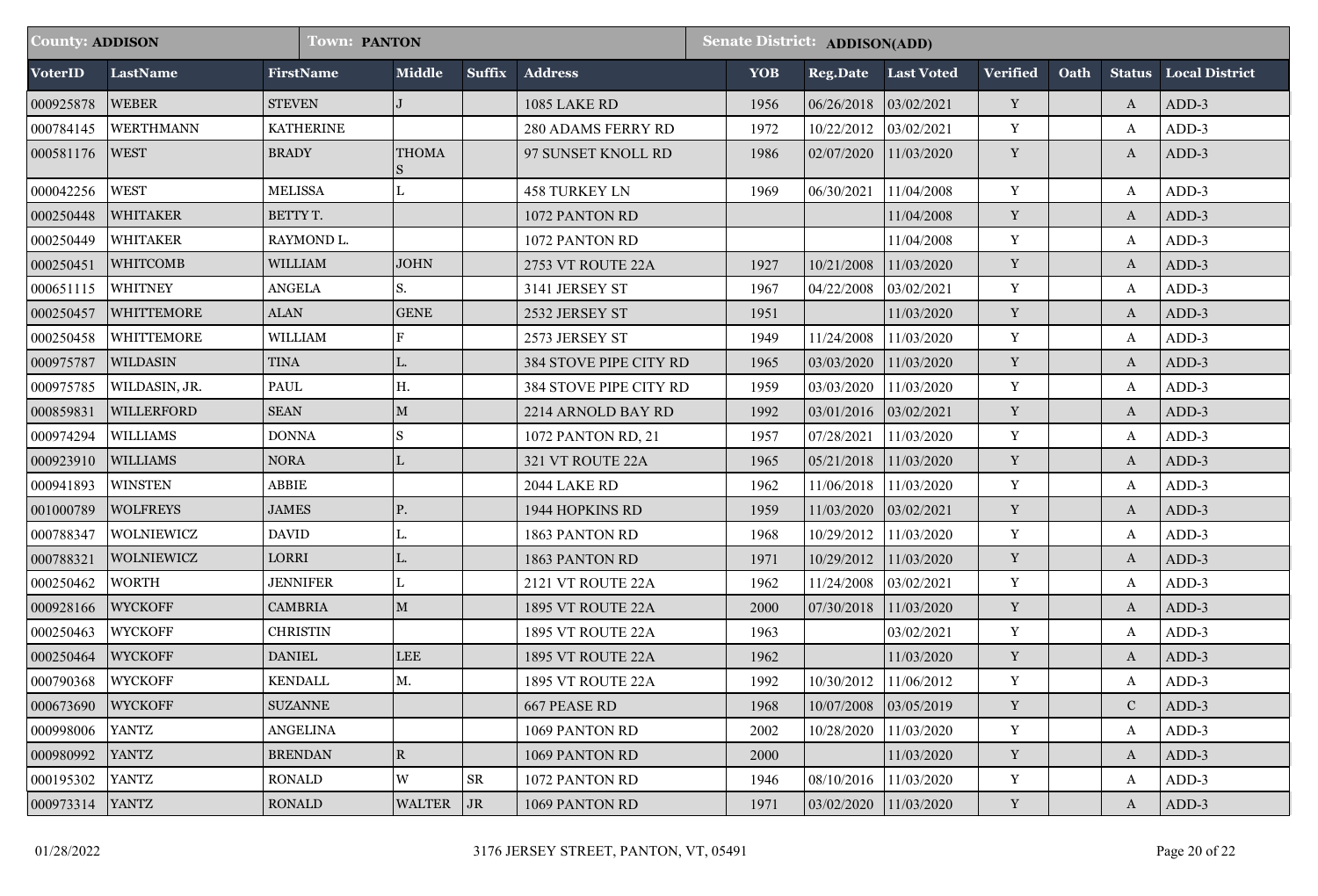| County: ADDISON | | Town: PANTON | | | | Senate District: ADDISON(ADD) | | | | | | |
|---|---|---|---|---|---|---|---|---|---|---|---|---|
| VoterID | LastName | FirstName | Middle | Suffix | Address | YOB | Reg.Date | Last Voted | Verified | Oath | Status | Local District |
| 000925878 | WEBER | STEVEN | J | | 1085 LAKE RD | 1956 | 06/26/2018 | 03/02/2021 | Y | | A | ADD-3 |
| 000784145 | WERTHMANN | KATHERINE | | | 280 ADAMS FERRY RD | 1972 | 10/22/2012 | 03/02/2021 | Y | | A | ADD-3 |
| 000581176 | WEST | BRADY | THOMAS | | 97 SUNSET KNOLL RD | 1986 | 02/07/2020 | 11/03/2020 | Y | | A | ADD-3 |
| 000042256 | WEST | MELISSA | L | | 458 TURKEY LN | 1969 | 06/30/2021 | 11/04/2008 | Y | | A | ADD-3 |
| 000250448 | WHITAKER | BETTY T. | | | 1072 PANTON RD | | | 11/04/2008 | Y | | A | ADD-3 |
| 000250449 | WHITAKER | RAYMOND L. | | | 1072 PANTON RD | | | 11/04/2008 | Y | | A | ADD-3 |
| 000250451 | WHITCOMB | WILLIAM | JOHN | | 2753 VT ROUTE 22A | 1927 | 10/21/2008 | 11/03/2020 | Y | | A | ADD-3 |
| 000651115 | WHITNEY | ANGELA | S. | | 3141 JERSEY ST | 1967 | 04/22/2008 | 03/02/2021 | Y | | A | ADD-3 |
| 000250457 | WHITTEMORE | ALAN | GENE | | 2532 JERSEY ST | 1951 | | 11/03/2020 | Y | | A | ADD-3 |
| 000250458 | WHITTEMORE | WILLIAM | F | | 2573 JERSEY ST | 1949 | 11/24/2008 | 11/03/2020 | Y | | A | ADD-3 |
| 000975787 | WILDASIN | TINA | L. | | 384 STOVE PIPE CITY RD | 1965 | 03/03/2020 | 11/03/2020 | Y | | A | ADD-3 |
| 000975785 | WILDASIN, JR. | PAUL | H. | | 384 STOVE PIPE CITY RD | 1959 | 03/03/2020 | 11/03/2020 | Y | | A | ADD-3 |
| 000859831 | WILLERFORD | SEAN | M | | 2214 ARNOLD BAY RD | 1992 | 03/01/2016 | 03/02/2021 | Y | | A | ADD-3 |
| 000974294 | WILLIAMS | DONNA | S | | 1072 PANTON RD, 21 | 1957 | 07/28/2021 | 11/03/2020 | Y | | A | ADD-3 |
| 000923910 | WILLIAMS | NORA | L | | 321 VT ROUTE 22A | 1965 | 05/21/2018 | 11/03/2020 | Y | | A | ADD-3 |
| 000941893 | WINSTEN | ABBIE | | | 2044 LAKE RD | 1962 | 11/06/2018 | 11/03/2020 | Y | | A | ADD-3 |
| 001000789 | WOLFREYS | JAMES | P. | | 1944 HOPKINS RD | 1959 | 11/03/2020 | 03/02/2021 | Y | | A | ADD-3 |
| 000788347 | WOLNIEWICZ | DAVID | L. | | 1863 PANTON RD | 1968 | 10/29/2012 | 11/03/2020 | Y | | A | ADD-3 |
| 000788321 | WOLNIEWICZ | LORRI | L. | | 1863 PANTON RD | 1971 | 10/29/2012 | 11/03/2020 | Y | | A | ADD-3 |
| 000250462 | WORTH | JENNIFER | L | | 2121 VT ROUTE 22A | 1962 | 11/24/2008 | 03/02/2021 | Y | | A | ADD-3 |
| 000928166 | WYCKOFF | CAMBRIA | M | | 1895 VT ROUTE 22A | 2000 | 07/30/2018 | 11/03/2020 | Y | | A | ADD-3 |
| 000250463 | WYCKOFF | CHRISTIN | | | 1895 VT ROUTE 22A | 1963 | | 03/02/2021 | Y | | A | ADD-3 |
| 000250464 | WYCKOFF | DANIEL | LEE | | 1895 VT ROUTE 22A | 1962 | | 11/03/2020 | Y | | A | ADD-3 |
| 000790368 | WYCKOFF | KENDALL | M. | | 1895 VT ROUTE 22A | 1992 | 10/30/2012 | 11/06/2012 | Y | | A | ADD-3 |
| 000673690 | WYCKOFF | SUZANNE | | | 667 PEASE RD | 1968 | 10/07/2008 | 03/05/2019 | Y | | C | ADD-3 |
| 000998006 | YANTZ | ANGELINA | | | 1069 PANTON RD | 2002 | 10/28/2020 | 11/03/2020 | Y | | A | ADD-3 |
| 000980992 | YANTZ | BRENDAN | R | | 1069 PANTON RD | 2000 | | 11/03/2020 | Y | | A | ADD-3 |
| 000195302 | YANTZ | RONALD | W | SR | 1072 PANTON RD | 1946 | 08/10/2016 | 11/03/2020 | Y | | A | ADD-3 |
| 000973314 | YANTZ | RONALD | WALTER | JR | 1069 PANTON RD | 1971 | 03/02/2020 | 11/03/2020 | Y | | A | ADD-3 |

01/28/2022 — 3176 JERSEY STREET, PANTON, VT, 05491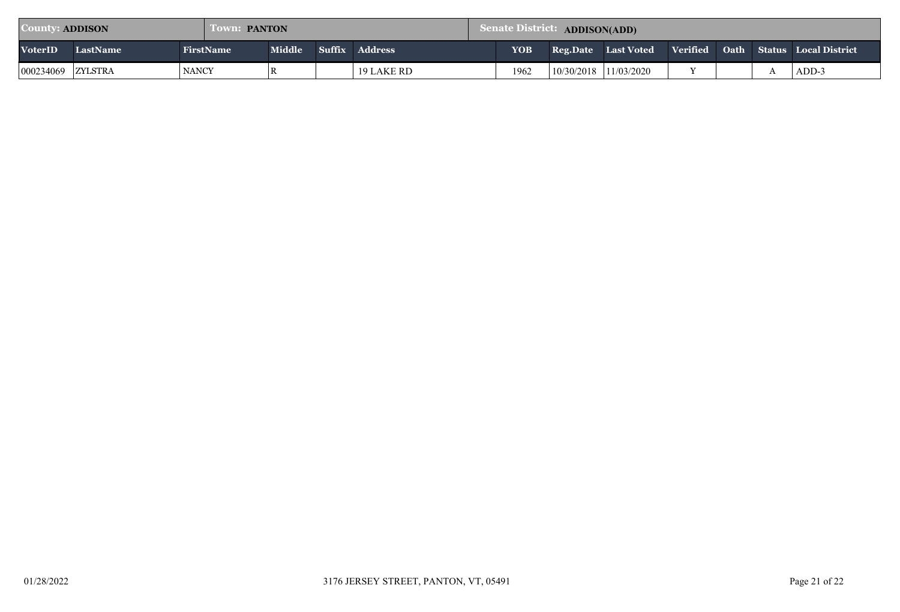| County: ADDISON | | Town: PANTON | | | | Senate District: ADDISON(ADD) | | | | | | |
|---|---|---|---|---|---|---|---|---|---|---|---|---|
| VoterID | LastName | FirstName | Middle | Suffix | Address | YOB | Reg.Date | Last Voted | Verified | Oath | Status | Local District |
| 000234069 | ZYLSTRA | NANCY | R | | 19 LAKE RD | 1962 | 10/30/2018 | 11/03/2020 | Y | | A | ADD-3 |

01/28/2022

3176 JERSEY STREET, PANTON, VT, 05491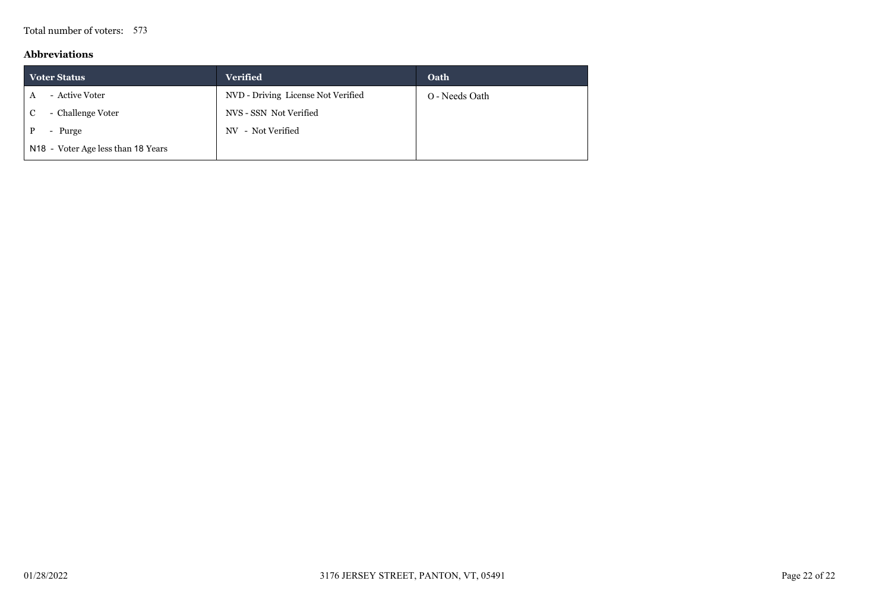Total number of voters: 573

**Abbreviations**

| Voter Status | Verified | Oath |
|---|---|---|
| A - Active Voter | NVD - Driving License Not Verified | O - Needs Oath |
| C - Challenge Voter | NVS - SSN Not Verified | |
| P - Purge | NV - Not Verified | |
| N18 - Voter Age less than 18 Years | | |